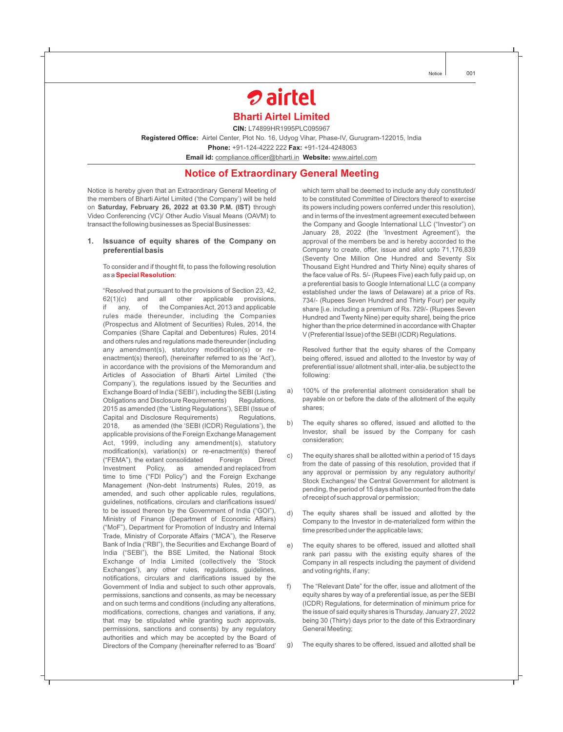# airtel

## Bharti Airtel Limited

**CIN:** L74899HR1995PLC095967

**Registered Office:** Airtel Center, Plot No. 16, Udyog Vihar, Phase-IV, Gurugram-122015, India

**Phone:** +91-124-4222 222 **Fax:** +91-124-4248063

**Email id:** compliance.officer@bharti.in **Website:** www.airtel.com

## Notice of Extraordinary General Meeting

Notice is hereby given that an Extraordinary General Meeting of the members of Bharti Airtel Limited ('the Company') will be held on **Saturday, February 26, 2022 at 03.30 P.M. (IST)** through Video Conferencing (VC)/ Other Audio Visual Means (OAVM) to transact the following businesses as Special Businesses:

### 1. Issuance of equity shares of the Company on preferential basis

To consider and if thought fit, to pass the following resolution as a **Special Resolution**:

"Resolved that pursuant to the provisions of Section 23, 42, 62(1)(c) and all other applicable provisions, if any, of the Companies Act, 2013 and applicable rules made thereunder, including the Companies (Prospectus and Allotment of Securities) Rules, 2014, the Companies (Share Capital and Debentures) Rules, 2014 and others rules and regulations made thereunder (including any amendment(s), statutory modification(s) or re-enactment(s) thereof), (hereinafter referred to as the 'Act'), in accordance with the provisions of the Memorandum and Articles of Association of Bharti Airtel Limited ('the Company'), the regulations issued by the Securities and Exchange Board of India ('SEBI'), including the SEBI (Listing Obligations and Disclosure Requirements) Regulations, 2015 as amended (the 'Listing Regulations'), SEBI (Issue of Capital and Disclosure Requirements) Regulations, 2018, as amended (the 'SEBI (ICDR) Regulations'), the applicable provisions of the Foreign Exchange Management Act, 1999, including any amendment(s), statutory modification(s), variation(s) or re-enactment(s) thereof ("FEMA"), the extant consolidated Foreign Direct Investment Policy, as amended and replaced from time to time ("FDI Policy") and the Foreign Exchange Management (Non-debt Instruments) Rules, 2019, as amended, and such other applicable rules, regulations, guidelines, notifications, circulars and clarifications issued/ to be issued thereon by the Government of India ("GOI"), Ministry of Finance (Department of Economic Affairs) ("MoF"), Department for Promotion of Industry and Internal Trade, Ministry of Corporate Affairs ("MCA"), the Reserve Bank of India ("RBI"), the Securities and Exchange Board of India ("SEBI"), the BSE Limited, the National Stock Exchange of India Limited (collectively the 'Stock Exchanges'), any other rules, regulations, guidelines, notifications, circulars and clarifications issued by the Government of India and subject to such other approvals, permissions, sanctions and consents, as may be necessary and on such terms and conditions (including any alterations, modifications, corrections, changes and variations, if any, that may be stipulated while granting such approvals, permissions, sanctions and consents) by any regulatory authorities and which may be accepted by the Board of Directors of the Company (hereinafter referred to as 'Board' which term shall be deemed to include any duly constituted/ to be constituted Committee of Directors thereof to exercise its powers including powers conferred under this resolution), and in terms of the investment agreement executed between the Company and Google International LLC ("Investor") on January 28, 2022 (the 'Investment Agreement'), the approval of the members be and is hereby accorded to the Company to create, offer, issue and allot upto 71,176,839 (Seventy One Million One Hundred and Seventy Six Thousand Eight Hundred and Thirty Nine) equity shares of the face value of Rs. 5/- (Rupees Five) each fully paid up, on a preferential basis to Google International LLC (a company established under the laws of Delaware) at a price of Rs. 734/- (Rupees Seven Hundred and Thirty Four) per equity share [i.e. including a premium of Rs. 729/- (Rupees Seven Hundred and Twenty Nine) per equity share], being the price higher than the price determined in accordance with Chapter V (Preferential Issue) of the SEBI (ICDR) Regulations.

Resolved further that the equity shares of the Company being offered, issued and allotted to the Investor by way of preferential issue/ allotment shall, inter-alia, be subject to the following:

a) 100% of the preferential allotment consideration shall be payable on or before the date of the allotment of the equity shares;

b) The equity shares so offered, issued and allotted to the Investor, shall be issued by the Company for cash consideration;

c) The equity shares shall be allotted within a period of 15 days from the date of passing of this resolution, provided that if any approval or permission by any regulatory authority/ Stock Exchanges/ the Central Government for allotment is pending, the period of 15 days shall be counted from the date of receipt of such approval or permission;

d) The equity shares shall be issued and allotted by the Company to the Investor in de-materialized form within the time prescribed under the applicable laws;

e) The equity shares to be offered, issued and allotted shall rank pari passu with the existing equity shares of the Company in all respects including the payment of dividend and voting rights, if any;

f) The "Relevant Date" for the offer, issue and allotment of the equity shares by way of a preferential issue, as per the SEBI (ICDR) Regulations, for determination of minimum price for the issue of said equity shares is Thursday, January 27, 2022 being 30 (Thirty) days prior to the date of this Extraordinary General Meeting;

g) The equity shares to be offered, issued and allotted shall be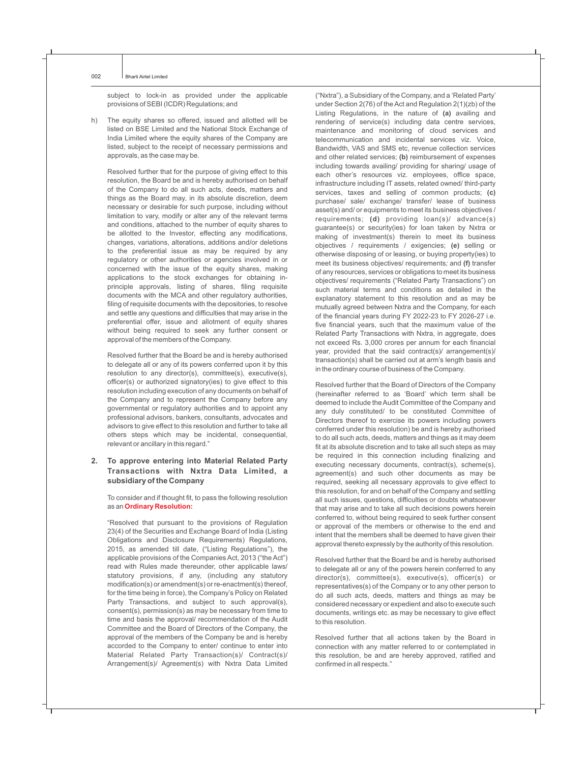subject to lock-in as provided under the applicable provisions of SEBI (ICDR) Regulations; and

h) The equity shares so offered, issued and allotted will be listed on BSE Limited and the National Stock Exchange of India Limited where the equity shares of the Company are listed, subject to the receipt of necessary permissions and approvals, as the case may be.

Resolved further that for the purpose of giving effect to this resolution, the Board be and is hereby authorised on behalf of the Company to do all such acts, deeds, matters and things as the Board may, in its absolute discretion, deem necessary or desirable for such purpose, including without limitation to vary, modify or alter any of the relevant terms and conditions, attached to the number of equity shares to be allotted to the Investor, effecting any modifications, changes, variations, alterations, additions and/or deletions to the preferential issue as may be required by any regulatory or other authorities or agencies involved in or concerned with the issue of the equity shares, making applications to the stock exchanges for obtaining in-principle approvals, listing of shares, filing requisite documents with the MCA and other regulatory authorities, filing of requisite documents with the depositories, to resolve and settle any questions and difficulties that may arise in the preferential offer, issue and allotment of equity shares without being required to seek any further consent or approval of the members of the Company.

Resolved further that the Board be and is hereby authorised to delegate all or any of its powers conferred upon it by this resolution to any director(s), committee(s), executive(s), officer(s) or authorized signatory(ies) to give effect to this resolution including execution of any documents on behalf of the Company and to represent the Company before any governmental or regulatory authorities and to appoint any professional advisors, bankers, consultants, advocates and advisors to give effect to this resolution and further to take all others steps which may be incidental, consequential, relevant or ancillary in this regard."

## 2. To approve entering into Material Related Party Transactions with Nxtra Data Limited, a subsidiary of the Company

To consider and if thought fit, to pass the following resolution as an **Ordinary Resolution:**

"Resolved that pursuant to the provisions of Regulation 23(4) of the Securities and Exchange Board of India (Listing Obligations and Disclosure Requirements) Regulations, 2015, as amended till date, ("Listing Regulations"), the applicable provisions of the Companies Act, 2013 ("the Act") read with Rules made thereunder, other applicable laws/ statutory provisions, if any, (including any statutory modification(s) or amendment(s) or re-enactment(s) thereof, for the time being in force), the Company's Policy on Related Party Transactions, and subject to such approval(s), consent(s), permission(s) as may be necessary from time to time and basis the approval/ recommendation of the Audit Committee and the Board of Directors of the Company, the approval of the members of the Company be and is hereby accorded to the Company to enter/ continue to enter into Material Related Party Transaction(s)/ Contract(s)/ Arrangement(s)/ Agreement(s) with Nxtra Data Limited ("Nxtra"), a Subsidiary of the Company, and a 'Related Party' under Section 2(76) of the Act and Regulation 2(1)(zb) of the Listing Regulations, in the nature of **(a)** availing and rendering of service(s) including data centre services, maintenance and monitoring of cloud services and telecommunication and incidental services viz. Voice, Bandwidth, VAS and SMS etc, revenue collection services and other related services; **(b)** reimbursement of expenses including towards availing/ providing for sharing/ usage of each other's resources viz. employees, office space, infrastructure including IT assets, related owned/ third-party services, taxes and selling of common products; **(c)** purchase/ sale/ exchange/ transfer/ lease of business asset(s) and/ or equipments to meet its business objectives / requirements; **(d)** providing loan(s)/ advance(s) guarantee(s) or security(ies) for loan taken by Nxtra or making of investment(s) therein to meet its business objectives / requirements / exigencies; **(e)** selling or otherwise disposing of or leasing, or buying property(ies) to meet its business objectives/ requirements*;* and **(f)** transfer of any resources, services or obligations to meet its business objectives/ requirements ("Related Party Transactions") on such material terms and conditions as detailed in the explanatory statement to this resolution and as may be mutually agreed between Nxtra and the Company, for each of the financial years during FY 2022-23 to FY 2026-27 i.e. five financial years, such that the maximum value of the Related Party Transactions with Nxtra, in aggregate, does not exceed Rs. 3,000 crores per annum for each financial year, provided that the said contract(s)/ arrangement(s)/ transaction(s) shall be carried out at arm's length basis and in the ordinary course of business of the Company.

Resolved further that the Board of Directors of the Company (hereinafter referred to as 'Board' which term shall be deemed to include the Audit Committee of the Company and any duly constituted/ to be constituted Committee of Directors thereof to exercise its powers including powers conferred under this resolution) be and is hereby authorised to do all such acts, deeds, matters and things as it may deem fit at its absolute discretion and to take all such steps as may be required in this connection including finalizing and executing necessary documents, contract(s), scheme(s), agreement(s) and such other documents as may be required, seeking all necessary approvals to give effect to this resolution, for and on behalf of the Company and settling all such issues, questions, difficulties or doubts whatsoever that may arise and to take all such decisions powers herein conferred to, without being required to seek further consent or approval of the members or otherwise to the end and intent that the members shall be deemed to have given their approval thereto expressly by the authority of this resolution.

Resolved further that the Board be and is hereby authorised to delegate all or any of the powers herein conferred to any director(s), committee(s), executive(s), officer(s) or representatives(s) of the Company or to any other person to do all such acts, deeds, matters and things as may be considered necessary or expedient and also to execute such documents, writings etc. as may be necessary to give effect to this resolution.

Resolved further that all actions taken by the Board in connection with any matter referred to or contemplated in this resolution, be and are hereby approved, ratified and confirmed in all respects."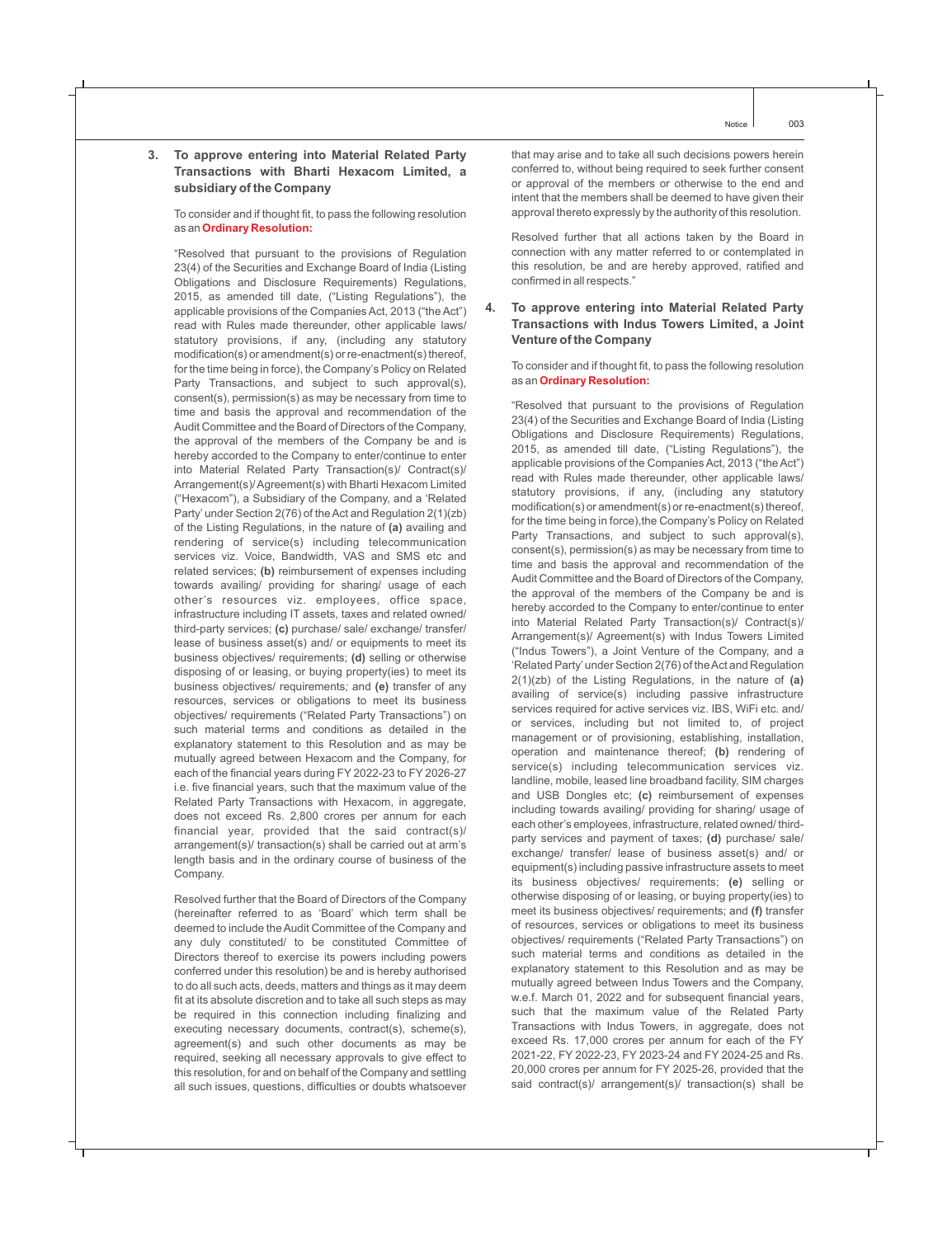### 3. To approve entering into Material Related Party Transactions with Bharti Hexacom Limited, a subsidiary of the Company

To consider and if thought fit, to pass the following resolution as an **Ordinary Resolution:**

"Resolved that pursuant to the provisions of Regulation 23(4) of the Securities and Exchange Board of India (Listing Obligations and Disclosure Requirements) Regulations, 2015, as amended till date, ("Listing Regulations"), the applicable provisions of the Companies Act, 2013 ("the Act") read with Rules made thereunder, other applicable laws/ statutory provisions, if any, (including any statutory modification(s) or amendment(s) or re-enactment(s) thereof, for the time being in force), the Company's Policy on Related Party Transactions, and subject to such approval(s), consent(s), permission(s) as may be necessary from time to time and basis the approval and recommendation of the Audit Committee and the Board of Directors of the Company, the approval of the members of the Company be and is hereby accorded to the Company to enter/continue to enter into Material Related Party Transaction(s)/ Contract(s)/ Arrangement(s)/ Agreement(s) with Bharti Hexacom Limited ("Hexacom"), a Subsidiary of the Company, and a 'Related Party' under Section 2(76) of the Act and Regulation 2(1)(zb) of the Listing Regulations, in the nature of **(a)** availing and rendering of service(s) including telecommunication services viz. Voice, Bandwidth, VAS and SMS etc and related services; **(b)** reimbursement of expenses including towards availing/ providing for sharing/ usage of each other's resources viz. employees, office space, infrastructure including IT assets, taxes and related owned/ third-party services; **(c)** purchase/ sale/ exchange/ transfer/ lease of business asset(s) and/ or equipments to meet its business objectives/ requirements; **(d)** selling or otherwise disposing of or leasing, or buying property(ies) to meet its business objectives/ requirements; and **(e)** transfer of any resources, services or obligations to meet its business objectives/ requirements ("Related Party Transactions") on such material terms and conditions as detailed in the explanatory statement to this Resolution and as may be mutually agreed between Hexacom and the Company, for each of the financial years during FY 2022-23 to FY 2026-27 i.e. five financial years, such that the maximum value of the Related Party Transactions with Hexacom, in aggregate, does not exceed Rs. 2,800 crores per annum for each financial year, provided that the said contract(s)/ arrangement(s)/ transaction(s) shall be carried out at arm's length basis and in the ordinary course of business of the Company.

Resolved further that the Board of Directors of the Company (hereinafter referred to as 'Board' which term shall be deemed to include the Audit Committee of the Company and any duly constituted/ to be constituted Committee of Directors thereof to exercise its powers including powers conferred under this resolution) be and is hereby authorised to do all such acts, deeds, matters and things as it may deem fit at its absolute discretion and to take all such steps as may be required in this connection including finalizing and executing necessary documents, contract(s), scheme(s), agreement(s) and such other documents as may be required, seeking all necessary approvals to give effect to this resolution, for and on behalf of the Company and settling all such issues, questions, difficulties or doubts whatsoever that may arise and to take all such decisions powers herein conferred to, without being required to seek further consent or approval of the members or otherwise to the end and intent that the members shall be deemed to have given their approval thereto expressly by the authority of this resolution.

Resolved further that all actions taken by the Board in connection with any matter referred to or contemplated in this resolution, be and are hereby approved, ratified and confirmed in all respects."

### 4. To approve entering into Material Related Party Transactions with Indus Towers Limited, a Joint Venture of the Company

To consider and if thought fit, to pass the following resolution as an **Ordinary Resolution:**

"Resolved that pursuant to the provisions of Regulation 23(4) of the Securities and Exchange Board of India (Listing Obligations and Disclosure Requirements) Regulations, 2015, as amended till date, ("Listing Regulations"), the applicable provisions of the Companies Act, 2013 ("the Act") read with Rules made thereunder, other applicable laws/ statutory provisions, if any, (including any statutory modification(s) or amendment(s) or re-enactment(s) thereof, for the time being in force),the Company's Policy on Related Party Transactions, and subject to such approval(s), consent(s), permission(s) as may be necessary from time to time and basis the approval and recommendation of the Audit Committee and the Board of Directors of the Company, the approval of the members of the Company be and is hereby accorded to the Company to enter/continue to enter into Material Related Party Transaction(s)/ Contract(s)/ Arrangement(s)/ Agreement(s) with Indus Towers Limited ("Indus Towers"), a Joint Venture of the Company, and a 'Related Party' under Section 2(76) of the Act and Regulation 2(1)(zb) of the Listing Regulations, in the nature of **(a)** availing of service(s) including passive infrastructure services required for active services viz. IBS, WiFi etc. and/ or services, including but not limited to, of project management or of provisioning, establishing, installation, operation and maintenance thereof; **(b)** rendering of service(s) including telecommunication services viz. landline, mobile, leased line broadband facility, SIM charges and USB Dongles etc; **(c)** reimbursement of expenses including towards availing/ providing for sharing/ usage of each other's employees, infrastructure, related owned/ third-party services and payment of taxes; **(d)** purchase/ sale/ exchange/ transfer/ lease of business asset(s) and/ or equipment(s) including passive infrastructure assets to meet its business objectives/ requirements; **(e)** selling or otherwise disposing of or leasing, or buying property(ies) to meet its business objectives/ requirements; and **(f)** transfer of resources, services or obligations to meet its business objectives/ requirements ("Related Party Transactions") on such material terms and conditions as detailed in the explanatory statement to this Resolution and as may be mutually agreed between Indus Towers and the Company, w.e.f. March 01, 2022 and for subsequent financial years, such that the maximum value of the Related Party Transactions with Indus Towers, in aggregate, does not exceed Rs. 17,000 crores per annum for each of the FY 2021-22, FY 2022-23, FY 2023-24 and FY 2024-25 and Rs. 20,000 crores per annum for FY 2025-26, provided that the said contract(s)/ arrangement(s)/ transaction(s) shall be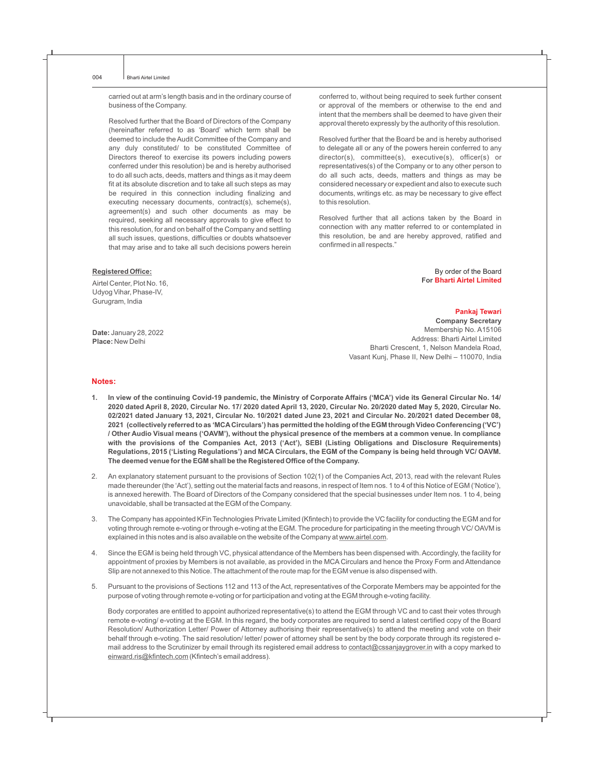carried out at arm's length basis and in the ordinary course of business of the Company.

Resolved further that the Board of Directors of the Company (hereinafter referred to as 'Board' which term shall be deemed to include the Audit Committee of the Company and any duly constituted/ to be constituted Committee of Directors thereof to exercise its powers including powers conferred under this resolution) be and is hereby authorised to do all such acts, deeds, matters and things as it may deem fit at its absolute discretion and to take all such steps as may be required in this connection including finalizing and executing necessary documents, contract(s), scheme(s), agreement(s) and such other documents as may be required, seeking all necessary approvals to give effect to this resolution, for and on behalf of the Company and settling all such issues, questions, difficulties or doubts whatsoever that may arise and to take all such decisions powers herein conferred to, without being required to seek further consent or approval of the members or otherwise to the end and intent that the members shall be deemed to have given their approval thereto expressly by the authority of this resolution.

Resolved further that the Board be and is hereby authorised to delegate all or any of the powers herein conferred to any director(s), committee(s), executive(s), officer(s) or representatives(s) of the Company or to any other person to do all such acts, deeds, matters and things as may be considered necessary or expedient and also to execute such documents, writings etc. as may be necessary to give effect to this resolution.

Resolved further that all actions taken by the Board in connection with any matter referred to or contemplated in this resolution, be and are hereby approved, ratified and confirmed in all respects."

**Registered Office:**

Airtel Center, Plot No. 16,
Udyog Vihar, Phase-IV,
Gurugram, India

**Date:** January 28, 2022
**Place:** New Delhi

By order of the Board
**For Bharti Airtel Limited**

**Pankaj Tewari**
**Company Secretary**
Membership No. A15106
Address: Bharti Airtel Limited
Bharti Crescent, 1, Nelson Mandela Road,
Vasant Kunj, Phase II, New Delhi – 110070, India

## Notes:

1. **In view of the continuing Covid-19 pandemic, the Ministry of Corporate Affairs ('MCA') vide its General Circular No. 14/ 2020 dated April 8, 2020, Circular No. 17/ 2020 dated April 13, 2020, Circular No. 20/2020 dated May 5, 2020, Circular No. 02/2021 dated January 13, 2021, Circular No. 10/2021 dated June 23, 2021 and Circular No. 20/2021 dated December 08, 2021 (collectively referred to as 'MCA Circulars') has permitted the holding of the EGM through Video Conferencing ('VC') / Other Audio Visual means ('OAVM'), without the physical presence of the members at a common venue. In compliance with the provisions of the Companies Act, 2013 ('Act'), SEBI (Listing Obligations and Disclosure Requirements) Regulations, 2015 ('Listing Regulations') and MCA Circulars, the EGM of the Company is being held through VC/ OAVM. The deemed venue for the EGM shall be the Registered Office of the Company.**

2. An explanatory statement pursuant to the provisions of Section 102(1) of the Companies Act, 2013, read with the relevant Rules made thereunder (the 'Act'), setting out the material facts and reasons, in respect of Item nos. 1 to 4 of this Notice of EGM ('Notice'), is annexed herewith. The Board of Directors of the Company considered that the special businesses under Item nos. 1 to 4, being unavoidable, shall be transacted at the EGM of the Company.

3. The Company has appointed KFin Technologies Private Limited (Kfintech) to provide the VC facility for conducting the EGM and for voting through remote e-voting or through e-voting at the EGM. The procedure for participating in the meeting through VC/ OAVM is explained in this notes and is also available on the website of the Company at www.airtel.com.

4. Since the EGM is being held through VC, physical attendance of the Members has been dispensed with. Accordingly, the facility for appointment of proxies by Members is not available, as provided in the MCA Circulars and hence the Proxy Form and Attendance Slip are not annexed to this Notice. The attachment of the route map for the EGM venue is also dispensed with.

5. Pursuant to the provisions of Sections 112 and 113 of the Act, representatives of the Corporate Members may be appointed for the purpose of voting through remote e-voting or for participation and voting at the EGM through e-voting facility.

   Body corporates are entitled to appoint authorized representative(s) to attend the EGM through VC and to cast their votes through remote e-voting/ e-voting at the EGM. In this regard, the body corporates are required to send a latest certified copy of the Board Resolution/ Authorization Letter/ Power of Attorney authorising their representative(s) to attend the meeting and vote on their behalf through e-voting. The said resolution/ letter/ power of attorney shall be sent by the body corporate through its registered e-mail address to the Scrutinizer by email through its registered email address to contact@cssanjaygrover.in with a copy marked to einward.ris@kfintech.com (Kfintech's email address).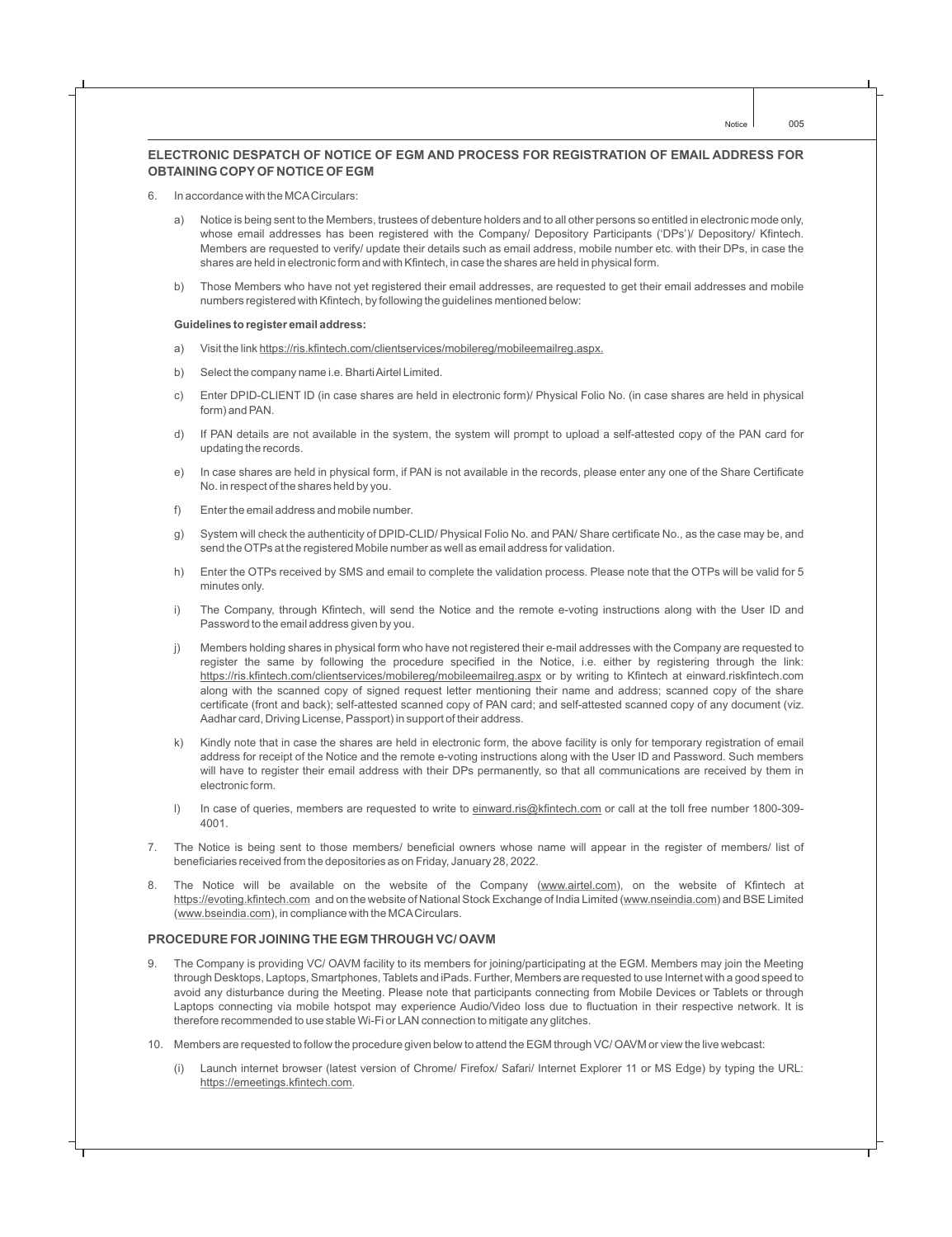## ELECTRONIC DESPATCH OF NOTICE OF EGM AND PROCESS FOR REGISTRATION OF EMAIL ADDRESS FOR OBTAINING COPY OF NOTICE OF EGM

6. In accordance with the MCA Circulars:

   a) Notice is being sent to the Members, trustees of debenture holders and to all other persons so entitled in electronic mode only, whose email addresses has been registered with the Company/ Depository Participants ('DPs')/ Depository/ Kfintech. Members are requested to verify/ update their details such as email address, mobile number etc. with their DPs, in case the shares are held in electronic form and with Kfintech, in case the shares are held in physical form.

   b) Those Members who have not yet registered their email addresses, are requested to get their email addresses and mobile numbers registered with Kfintech, by following the guidelines mentioned below:

   **Guidelines to register email address:**

   a) Visit the link https://ris.kfintech.com/clientservices/mobilereg/mobileemailreg.aspx.

   b) Select the company name i.e. Bharti Airtel Limited.

   c) Enter DPID-CLIENT ID (in case shares are held in electronic form)/ Physical Folio No. (in case shares are held in physical form) and PAN.

   d) If PAN details are not available in the system, the system will prompt to upload a self-attested copy of the PAN card for updating the records.

   e) In case shares are held in physical form, if PAN is not available in the records, please enter any one of the Share Certificate No. in respect of the shares held by you.

   f) Enter the email address and mobile number.

   g) System will check the authenticity of DPID-CLID/ Physical Folio No. and PAN/ Share certificate No., as the case may be, and send the OTPs at the registered Mobile number as well as email address for validation.

   h) Enter the OTPs received by SMS and email to complete the validation process. Please note that the OTPs will be valid for 5 minutes only.

   i) The Company, through Kfintech, will send the Notice and the remote e-voting instructions along with the User ID and Password to the email address given by you.

   j) Members holding shares in physical form who have not registered their e-mail addresses with the Company are requested to register the same by following the procedure specified in the Notice, i.e. either by registering through the link: https://ris.kfintech.com/clientservices/mobilereg/mobileemailreg.aspx or by writing to Kfintech at einward.riskfintech.com along with the scanned copy of signed request letter mentioning their name and address; scanned copy of the share certificate (front and back); self-attested scanned copy of PAN card; and self-attested scanned copy of any document (viz. Aadhar card, Driving License, Passport) in support of their address.

   k) Kindly note that in case the shares are held in electronic form, the above facility is only for temporary registration of email address for receipt of the Notice and the remote e-voting instructions along with the User ID and Password. Such members will have to register their email address with their DPs permanently, so that all communications are received by them in electronic form.

   l) In case of queries, members are requested to write to einward.ris@kfintech.com or call at the toll free number 1800-309-4001.

7. The Notice is being sent to those members/ beneficial owners whose name will appear in the register of members/ list of beneficiaries received from the depositories as on Friday, January 28, 2022.

8. The Notice will be available on the website of the Company (www.airtel.com), on the website of Kfintech at https://evoting.kfintech.com and on the website of National Stock Exchange of India Limited (www.nseindia.com) and BSE Limited (www.bseindia.com), in compliance with the MCA Circulars.

## PROCEDURE FOR JOINING THE EGM THROUGH VC/ OAVM

9. The Company is providing VC/ OAVM facility to its members for joining/participating at the EGM. Members may join the Meeting through Desktops, Laptops, Smartphones, Tablets and iPads. Further, Members are requested to use Internet with a good speed to avoid any disturbance during the Meeting. Please note that participants connecting from Mobile Devices or Tablets or through Laptops connecting via mobile hotspot may experience Audio/Video loss due to fluctuation in their respective network. It is therefore recommended to use stable Wi-Fi or LAN connection to mitigate any glitches.

10. Members are requested to follow the procedure given below to attend the EGM through VC/ OAVM or view the live webcast:

    (i) Launch internet browser (latest version of Chrome/ Firefox/ Safari/ Internet Explorer 11 or MS Edge) by typing the URL: https://emeetings.kfintech.com.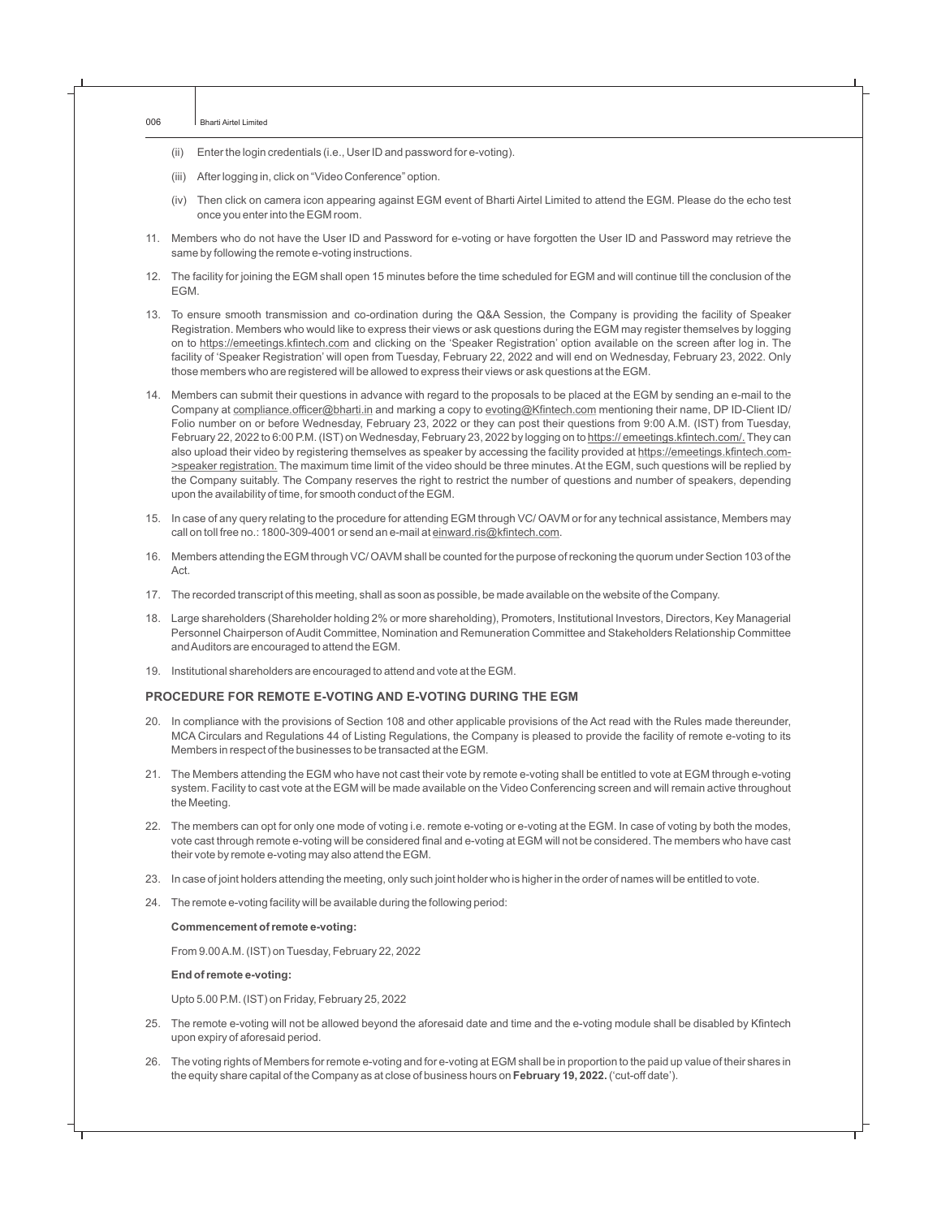(ii) Enter the login credentials (i.e., User ID and password for e-voting).

(iii) After logging in, click on "Video Conference" option.

(iv) Then click on camera icon appearing against EGM event of Bharti Airtel Limited to attend the EGM. Please do the echo test once you enter into the EGM room.

11. Members who do not have the User ID and Password for e-voting or have forgotten the User ID and Password may retrieve the same by following the remote e-voting instructions.

12. The facility for joining the EGM shall open 15 minutes before the time scheduled for EGM and will continue till the conclusion of the EGM.

13. To ensure smooth transmission and co-ordination during the Q&A Session, the Company is providing the facility of Speaker Registration. Members who would like to express their views or ask questions during the EGM may register themselves by logging on to https://emeetings.kfintech.com and clicking on the 'Speaker Registration' option available on the screen after log in. The facility of 'Speaker Registration' will open from Tuesday, February 22, 2022 and will end on Wednesday, February 23, 2022. Only those members who are registered will be allowed to express their views or ask questions at the EGM.

14. Members can submit their questions in advance with regard to the proposals to be placed at the EGM by sending an e-mail to the Company at compliance.officer@bharti.in and marking a copy to evoting@Kfintech.com mentioning their name, DP ID-Client ID/ Folio number on or before Wednesday, February 23, 2022 or they can post their questions from 9:00 A.M. (IST) from Tuesday, February 22, 2022 to 6:00 P.M. (IST) on Wednesday, February 23, 2022 by logging on to https:// emeetings.kfintech.com/. They can also upload their video by registering themselves as speaker by accessing the facility provided at https://emeetings.kfintech.com->speaker registration. The maximum time limit of the video should be three minutes. At the EGM, such questions will be replied by the Company suitably. The Company reserves the right to restrict the number of questions and number of speakers, depending upon the availability of time, for smooth conduct of the EGM.

15. In case of any query relating to the procedure for attending EGM through VC/ OAVM or for any technical assistance, Members may call on toll free no.: 1800-309-4001 or send an e-mail at einward.ris@kfintech.com.

16. Members attending the EGM through VC/ OAVM shall be counted for the purpose of reckoning the quorum under Section 103 of the Act.

17. The recorded transcript of this meeting, shall as soon as possible, be made available on the website of the Company.

18. Large shareholders (Shareholder holding 2% or more shareholding), Promoters, Institutional Investors, Directors, Key Managerial Personnel Chairperson of Audit Committee, Nomination and Remuneration Committee and Stakeholders Relationship Committee and Auditors are encouraged to attend the EGM.

19. Institutional shareholders are encouraged to attend and vote at the EGM.

## PROCEDURE FOR REMOTE E-VOTING AND E-VOTING DURING THE EGM

20. In compliance with the provisions of Section 108 and other applicable provisions of the Act read with the Rules made thereunder, MCA Circulars and Regulations 44 of Listing Regulations, the Company is pleased to provide the facility of remote e-voting to its Members in respect of the businesses to be transacted at the EGM.

21. The Members attending the EGM who have not cast their vote by remote e-voting shall be entitled to vote at EGM through e-voting system. Facility to cast vote at the EGM will be made available on the Video Conferencing screen and will remain active throughout the Meeting.

22. The members can opt for only one mode of voting i.e. remote e-voting or e-voting at the EGM. In case of voting by both the modes, vote cast through remote e-voting will be considered final and e-voting at EGM will not be considered. The members who have cast their vote by remote e-voting may also attend the EGM.

23. In case of joint holders attending the meeting, only such joint holder who is higher in the order of names will be entitled to vote.

24. The remote e-voting facility will be available during the following period:

    **Commencement of remote e-voting:**

    From 9.00 A.M. (IST) on Tuesday, February 22, 2022

    **End of remote e-voting:**

    Upto 5.00 P.M. (IST) on Friday, February 25, 2022

25. The remote e-voting will not be allowed beyond the aforesaid date and time and the e-voting module shall be disabled by Kfintech upon expiry of aforesaid period.

26. The voting rights of Members for remote e-voting and for e-voting at EGM shall be in proportion to the paid up value of their shares in the equity share capital of the Company as at close of business hours on **February 19, 2022.** ('cut-off date').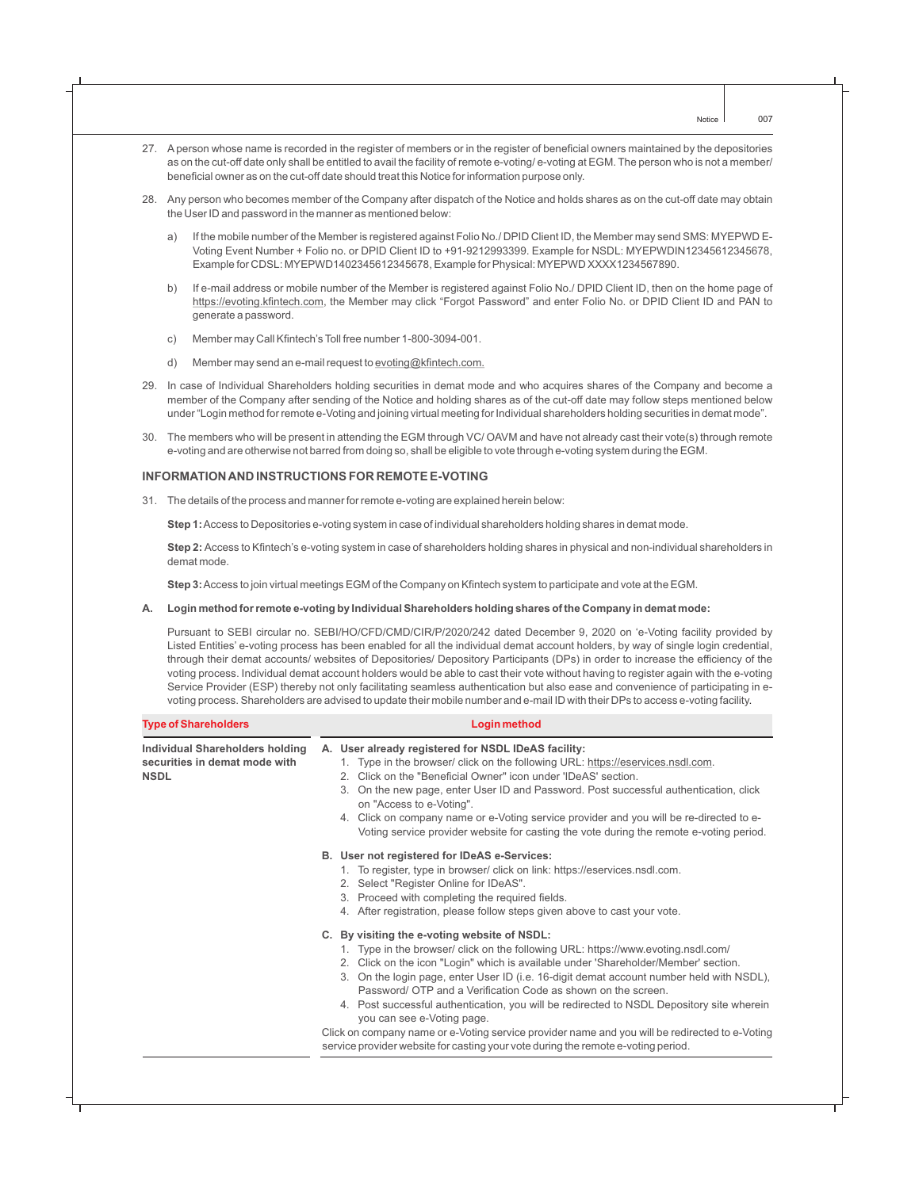27. A person whose name is recorded in the register of members or in the register of beneficial owners maintained by the depositories as on the cut-off date only shall be entitled to avail the facility of remote e-voting/ e-voting at EGM. The person who is not a member/ beneficial owner as on the cut-off date should treat this Notice for information purpose only.

28. Any person who becomes member of the Company after dispatch of the Notice and holds shares as on the cut-off date may obtain the User ID and password in the manner as mentioned below:

    a) If the mobile number of the Member is registered against Folio No./ DPID Client ID, the Member may send SMS: MYEPWD E-Voting Event Number + Folio no. or DPID Client ID to +91-9212993399. Example for NSDL: MYEPWDIN12345612345678, Example for CDSL: MYEPWD1402345612345678, Example for Physical: MYEPWD XXXX1234567890.

    b) If e-mail address or mobile number of the Member is registered against Folio No./ DPID Client ID, then on the home page of https://evoting.kfintech.com, the Member may click "Forgot Password" and enter Folio No. or DPID Client ID and PAN to generate a password.

    c) Member may Call Kfintech's Toll free number 1-800-3094-001.

    d) Member may send an e-mail request to evoting@kfintech.com.

29. In case of Individual Shareholders holding securities in demat mode and who acquires shares of the Company and become a member of the Company after sending of the Notice and holding shares as of the cut-off date may follow steps mentioned below under "Login method for remote e-Voting and joining virtual meeting for Individual shareholders holding securities in demat mode".

30. The members who will be present in attending the EGM through VC/ OAVM and have not already cast their vote(s) through remote e-voting and are otherwise not barred from doing so, shall be eligible to vote through e-voting system during the EGM.

## INFORMATION AND INSTRUCTIONS FOR REMOTE E-VOTING

31. The details of the process and manner for remote e-voting are explained herein below:

    **Step 1:** Access to Depositories e-voting system in case of individual shareholders holding shares in demat mode.

    **Step 2:** Access to Kfintech's e-voting system in case of shareholders holding shares in physical and non-individual shareholders in demat mode.

    **Step 3:** Access to join virtual meetings EGM of the Company on Kfintech system to participate and vote at the EGM.

**A. Login method for remote e-voting by Individual Shareholders holding shares of the Company in demat mode:**

Pursuant to SEBI circular no. SEBI/HO/CFD/CMD/CIR/P/2020/242 dated December 9, 2020 on 'e-Voting facility provided by Listed Entities' e-voting process has been enabled for all the individual demat account holders, by way of single login credential, through their demat accounts/ websites of Depositories/ Depository Participants (DPs) in order to increase the efficiency of the voting process. Individual demat account holders would be able to cast their vote without having to register again with the e-voting Service Provider (ESP) thereby not only facilitating seamless authentication but also ease and convenience of participating in e-voting process. Shareholders are advised to update their mobile number and e-mail ID with their DPs to access e-voting facility.

| Type of Shareholders | Login method |
|---|---|
| **Individual Shareholders holding securities in demat mode with NSDL** | **A. User already registered for NSDL IDeAS facility:**<br>1. Type in the browser/ click on the following URL: https://eservices.nsdl.com.<br>2. Click on the "Beneficial Owner" icon under 'IDeAS' section.<br>3. On the new page, enter User ID and Password. Post successful authentication, click on "Access to e-Voting".<br>4. Click on company name or e-Voting service provider and you will be re-directed to e-Voting service provider website for casting the vote during the remote e-voting period.<br><br>**B. User not registered for IDeAS e-Services:**<br>1. To register, type in browser/ click on link: https://eservices.nsdl.com.<br>2. Select "Register Online for IDeAS".<br>3. Proceed with completing the required fields.<br>4. After registration, please follow steps given above to cast your vote.<br><br>**C. By visiting the e-voting website of NSDL:**<br>1. Type in the browser/ click on the following URL: https://www.evoting.nsdl.com/<br>2. Click on the icon "Login" which is available under 'Shareholder/Member' section.<br>3. On the login page, enter User ID (i.e. 16-digit demat account number held with NSDL), Password/ OTP and a Verification Code as shown on the screen.<br>4. Post successful authentication, you will be redirected to NSDL Depository site wherein you can see e-Voting page.<br>Click on company name or e-Voting service provider name and you will be redirected to e-Voting service provider website for casting your vote during the remote e-voting period. |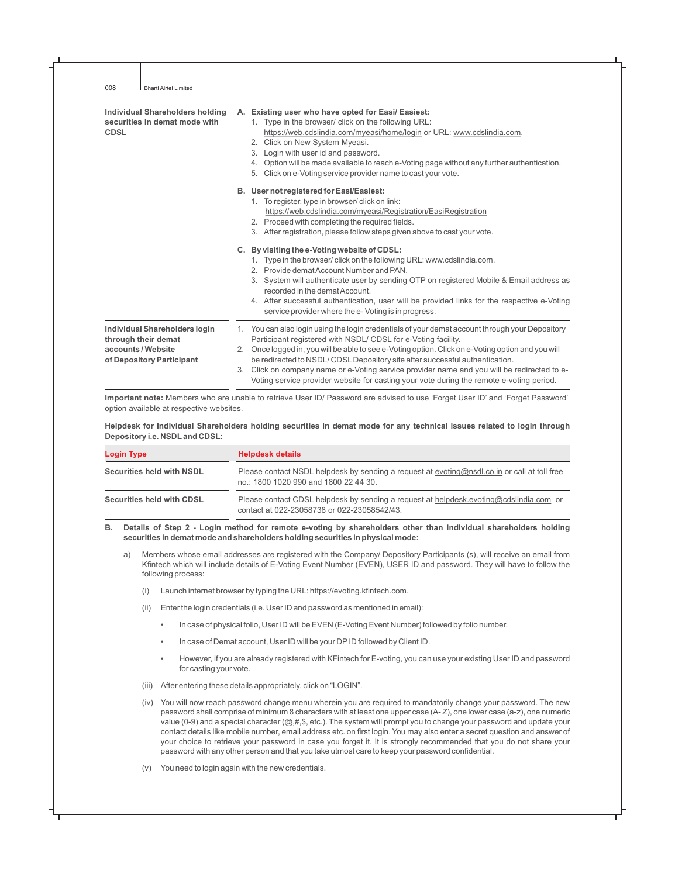| | |
|---|---|
| **Individual Shareholders holding securities in demat mode with CDSL** | **A. Existing user who have opted for Easi/ Easiest:**<br>1. Type in the browser/ click on the following URL: https://web.cdslindia.com/myeasi/home/login or URL: www.cdslindia.com.<br>2. Click on New System Myeasi.<br>3. Login with user id and password.<br>4. Option will be made available to reach e-Voting page without any further authentication.<br>5. Click on e-Voting service provider name to cast your vote.<br><br>**B. User not registered for Easi/Easiest:**<br>1. To register, type in browser/ click on link: https://web.cdslindia.com/myeasi/Registration/EasiRegistration<br>2. Proceed with completing the required fields.<br>3. After registration, please follow steps given above to cast your vote.<br><br>**C. By visiting the e-Voting website of CDSL:**<br>1. Type in the browser/ click on the following URL: www.cdslindia.com.<br>2. Provide demat Account Number and PAN.<br>3. System will authenticate user by sending OTP on registered Mobile & Email address as recorded in the demat Account.<br>4. After successful authentication, user will be provided links for the respective e-Voting service provider where the e- Voting is in progress. |
| **Individual Shareholders login through their demat accounts / Website of Depository Participant** | 1. You can also login using the login credentials of your demat account through your Depository Participant registered with NSDL/ CDSL for e-Voting facility.<br>2. Once logged in, you will be able to see e-Voting option. Click on e-Voting option and you will be redirected to NSDL/ CDSL Depository site after successful authentication.<br>3. Click on company name or e-Voting service provider name and you will be redirected to e-Voting service provider website for casting your vote during the remote e-voting period. |

**Important note:** Members who are unable to retrieve User ID/ Password are advised to use 'Forget User ID' and 'Forget Password' option available at respective websites.

**Helpdesk for Individual Shareholders holding securities in demat mode for any technical issues related to login through Depository i.e. NSDL and CDSL:**

| Login Type | Helpdesk details |
|---|---|
| **Securities held with NSDL** | Please contact NSDL helpdesk by sending a request at evoting@nsdl.co.in or call at toll free no.: 1800 1020 990 and 1800 22 44 30. |
| **Securities held with CDSL** | Please contact CDSL helpdesk by sending a request at helpdesk.evoting@cdslindia.com or contact at 022-23058738 or 022-23058542/43. |

**B. Details of Step 2 - Login method for remote e-voting by shareholders other than Individual shareholders holding securities in demat mode and shareholders holding securities in physical mode:**

a) Members whose email addresses are registered with the Company/ Depository Participants (s), will receive an email from Kfintech which will include details of E-Voting Event Number (EVEN), USER ID and password. They will have to follow the following process:

(i) Launch internet browser by typing the URL: https://evoting.kfintech.com.

(ii) Enter the login credentials (i.e. User ID and password as mentioned in email):

- In case of physical folio, User ID will be EVEN (E-Voting Event Number) followed by folio number.
- In case of Demat account, User ID will be your DP ID followed by Client ID.
- However, if you are already registered with KFintech for E-voting, you can use your existing User ID and password for casting your vote.

(iii) After entering these details appropriately, click on "LOGIN".

(iv) You will now reach password change menu wherein you are required to mandatorily change your password. The new password shall comprise of minimum 8 characters with at least one upper case (A- Z), one lower case (a-z), one numeric value (0-9) and a special character (@,#,$, etc.). The system will prompt you to change your password and update your contact details like mobile number, email address etc. on first login. You may also enter a secret question and answer of your choice to retrieve your password in case you forget it. It is strongly recommended that you do not share your password with any other person and that you take utmost care to keep your password confidential.

(v) You need to login again with the new credentials.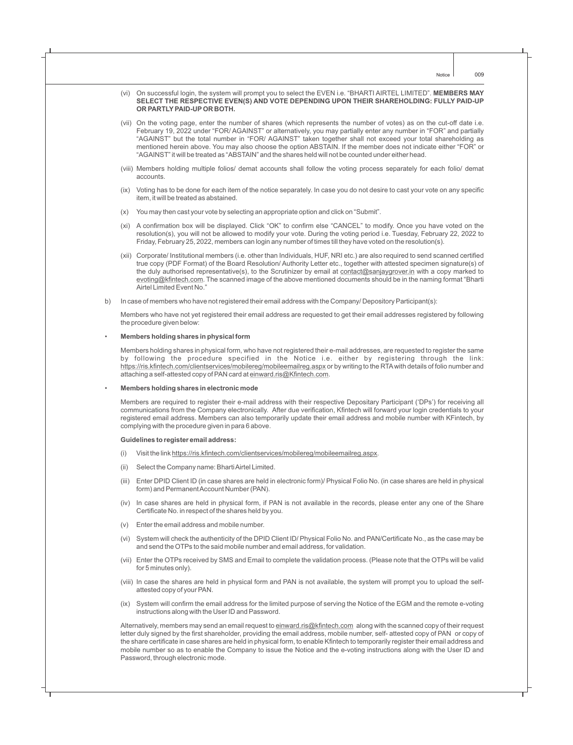(vi) On successful login, the system will prompt you to select the EVEN i.e. "BHARTI AIRTEL LIMITED". **MEMBERS MAY SELECT THE RESPECTIVE EVEN(S) AND VOTE DEPENDING UPON THEIR SHAREHOLDING: FULLY PAID-UP OR PARTLY PAID-UP OR BOTH.**

(vii) On the voting page, enter the number of shares (which represents the number of votes) as on the cut-off date i.e. February 19, 2022 under "FOR/ AGAINST" or alternatively, you may partially enter any number in "FOR" and partially "AGAINST" but the total number in "FOR/ AGAINST" taken together shall not exceed your total shareholding as mentioned herein above. You may also choose the option ABSTAIN. If the member does not indicate either "FOR" or "AGAINST" it will be treated as "ABSTAIN" and the shares held will not be counted under either head.

(viii) Members holding multiple folios/ demat accounts shall follow the voting process separately for each folio/ demat accounts.

(ix) Voting has to be done for each item of the notice separately. In case you do not desire to cast your vote on any specific item, it will be treated as abstained.

(x) You may then cast your vote by selecting an appropriate option and click on "Submit".

(xi) A confirmation box will be displayed. Click "OK" to confirm else "CANCEL" to modify. Once you have voted on the resolution(s), you will not be allowed to modify your vote. During the voting period i.e. Tuesday, February 22, 2022 to Friday, February 25, 2022, members can login any number of times till they have voted on the resolution(s).

(xii) Corporate/ Institutional members (i.e. other than Individuals, HUF, NRI etc.) are also required to send scanned certified true copy (PDF Format) of the Board Resolution/ Authority Letter etc., together with attested specimen signature(s) of the duly authorised representative(s), to the Scrutinizer by email at contact@sanjaygrover.in with a copy marked to evoting@kfintech.com. The scanned image of the above mentioned documents should be in the naming format "Bharti Airtel Limited Event No."

b) In case of members who have not registered their email address with the Company/ Depository Participant(s):

Members who have not yet registered their email address are requested to get their email addresses registered by following the procedure given below:

- **Members holding shares in physical form**

  Members holding shares in physical form, who have not registered their e-mail addresses, are requested to register the same by following the procedure specified in the Notice i.e. either by registering through the link: https://ris.kfintech.com/clientservices/mobilereg/mobileemailreg.aspx or by writing to the RTA with details of folio number and attaching a self-attested copy of PAN card at einward.ris@Kfintech.com.

- **Members holding shares in electronic mode**

  Members are required to register their e-mail address with their respective Depositary Participant ('DPs') for receiving all communications from the Company electronically. After due verification, Kfintech will forward your login credentials to your registered email address. Members can also temporarily update their email address and mobile number with KFintech, by complying with the procedure given in para 6 above.

**Guidelines to register email address:**

(i) Visit the link https://ris.kfintech.com/clientservices/mobilereg/mobileemailreg.aspx.

(ii) Select the Company name: Bharti Airtel Limited.

(iii) Enter DPID Client ID (in case shares are held in electronic form)/ Physical Folio No. (in case shares are held in physical form) and Permanent Account Number (PAN).

(iv) In case shares are held in physical form, if PAN is not available in the records, please enter any one of the Share Certificate No. in respect of the shares held by you.

(v) Enter the email address and mobile number.

(vi) System will check the authenticity of the DPID Client ID/ Physical Folio No. and PAN/Certificate No., as the case may be and send the OTPs to the said mobile number and email address, for validation.

(vii) Enter the OTPs received by SMS and Email to complete the validation process. (Please note that the OTPs will be valid for 5 minutes only).

(viii) In case the shares are held in physical form and PAN is not available, the system will prompt you to upload the self-attested copy of your PAN.

(ix) System will confirm the email address for the limited purpose of serving the Notice of the EGM and the remote e-voting instructions along with the User ID and Password.

Alternatively, members may send an email request to einward.ris@kfintech.com along with the scanned copy of their request letter duly signed by the first shareholder, providing the email address, mobile number, self- attested copy of PAN or copy of the share certificate in case shares are held in physical form, to enable Kfintech to temporarily register their email address and mobile number so as to enable the Company to issue the Notice and the e-voting instructions along with the User ID and Password, through electronic mode.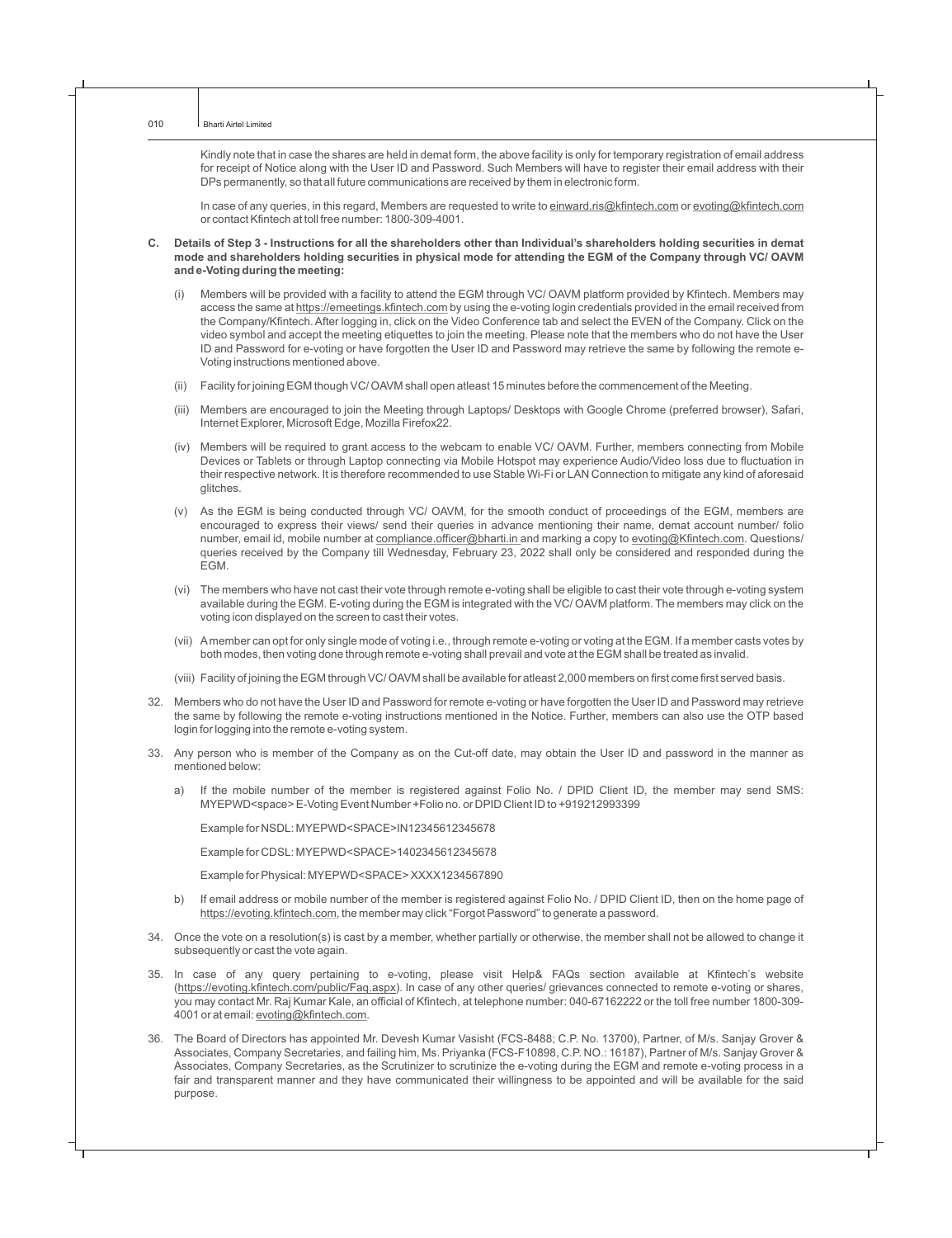Kindly note that in case the shares are held in demat form, the above facility is only for temporary registration of email address for receipt of Notice along with the User ID and Password. Such Members will have to register their email address with their DPs permanently, so that all future communications are received by them in electronic form.

In case of any queries, in this regard, Members are requested to write to einward.ris@kfintech.com or evoting@kfintech.com or contact Kfintech at toll free number: 1800-309-4001.

**C. Details of Step 3 - Instructions for all the shareholders other than Individual's shareholders holding securities in demat mode and shareholders holding securities in physical mode for attending the EGM of the Company through VC/ OAVM and e-Voting during the meeting:**

(i) Members will be provided with a facility to attend the EGM through VC/ OAVM platform provided by Kfintech. Members may access the same at https://emeetings.kfintech.com by using the e-voting login credentials provided in the email received from the Company/Kfintech. After logging in, click on the Video Conference tab and select the EVEN of the Company. Click on the video symbol and accept the meeting etiquettes to join the meeting. Please note that the members who do not have the User ID and Password for e-voting or have forgotten the User ID and Password may retrieve the same by following the remote e-Voting instructions mentioned above.

(ii) Facility for joining EGM though VC/ OAVM shall open atleast 15 minutes before the commencement of the Meeting.

(iii) Members are encouraged to join the Meeting through Laptops/ Desktops with Google Chrome (preferred browser), Safari, Internet Explorer, Microsoft Edge, Mozilla Firefox22.

(iv) Members will be required to grant access to the webcam to enable VC/ OAVM. Further, members connecting from Mobile Devices or Tablets or through Laptop connecting via Mobile Hotspot may experience Audio/Video loss due to fluctuation in their respective network. It is therefore recommended to use Stable Wi-Fi or LAN Connection to mitigate any kind of aforesaid glitches.

(v) As the EGM is being conducted through VC/ OAVM, for the smooth conduct of proceedings of the EGM, members are encouraged to express their views/ send their queries in advance mentioning their name, demat account number/ folio number, email id, mobile number at compliance.officer@bharti.in and marking a copy to evoting@Kfintech.com. Questions/ queries received by the Company till Wednesday, February 23, 2022 shall only be considered and responded during the EGM.

(vi) The members who have not cast their vote through remote e-voting shall be eligible to cast their vote through e-voting system available during the EGM. E-voting during the EGM is integrated with the VC/ OAVM platform. The members may click on the voting icon displayed on the screen to cast their votes.

(vii) A member can opt for only single mode of voting i.e., through remote e-voting or voting at the EGM. If a member casts votes by both modes, then voting done through remote e-voting shall prevail and vote at the EGM shall be treated as invalid.

(viii) Facility of joining the EGM through VC/ OAVM shall be available for atleast 2,000 members on first come first served basis.

32. Members who do not have the User ID and Password for remote e-voting or have forgotten the User ID and Password may retrieve the same by following the remote e-voting instructions mentioned in the Notice. Further, members can also use the OTP based login for logging into the remote e-voting system.

33. Any person who is member of the Company as on the Cut-off date, may obtain the User ID and password in the manner as mentioned below:

   a) If the mobile number of the member is registered against Folio No. / DPID Client ID, the member may send SMS: MYEPWD<space> E-Voting Event Number +Folio no. or DPID Client ID to +919212993399

      Example for NSDL: MYEPWD<SPACE>IN12345612345678

      Example for CDSL: MYEPWD<SPACE>1402345612345678

      Example for Physical: MYEPWD<SPACE> XXXX1234567890

   b) If email address or mobile number of the member is registered against Folio No. / DPID Client ID, then on the home page of https://evoting.kfintech.com, the member may click "Forgot Password" to generate a password.

34. Once the vote on a resolution(s) is cast by a member, whether partially or otherwise, the member shall not be allowed to change it subsequently or cast the vote again.

35. In case of any query pertaining to e-voting, please visit Help& FAQs section available at Kfintech's website (https://evoting.kfintech.com/public/Faq.aspx). In case of any other queries/ grievances connected to remote e-voting or shares, you may contact Mr. Raj Kumar Kale, an official of Kfintech, at telephone number: 040-67162222 or the toll free number 1800-309-4001 or at email: evoting@kfintech.com.

36. The Board of Directors has appointed Mr. Devesh Kumar Vasisht (FCS-8488; C.P. No. 13700), Partner, of M/s. Sanjay Grover & Associates, Company Secretaries, and failing him, Ms. Priyanka (FCS-F10898, C.P. NO.: 16187), Partner of M/s. Sanjay Grover & Associates, Company Secretaries, as the Scrutinizer to scrutinize the e-voting during the EGM and remote e-voting process in a fair and transparent manner and they have communicated their willingness to be appointed and will be available for the said purpose.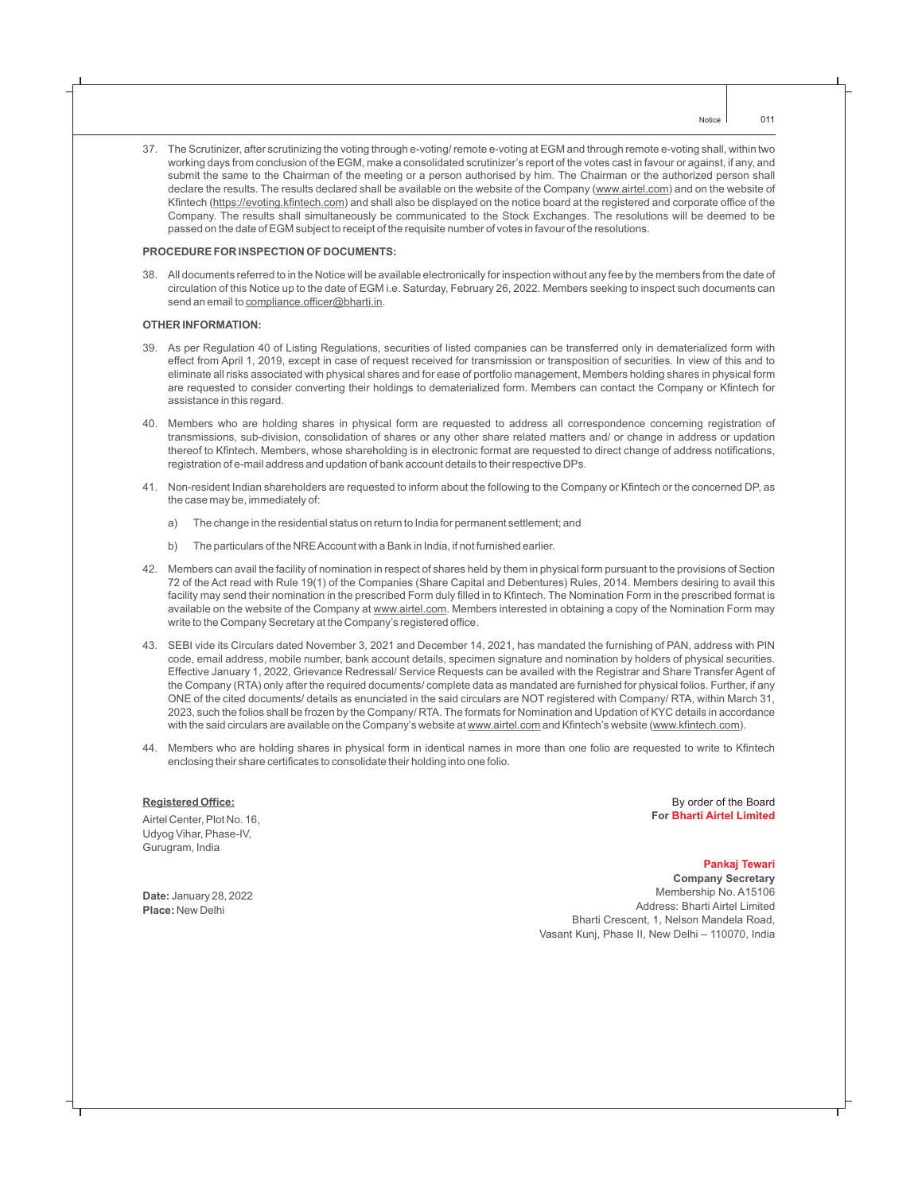37. The Scrutinizer, after scrutinizing the voting through e-voting/ remote e-voting at EGM and through remote e-voting shall, within two working days from conclusion of the EGM, make a consolidated scrutinizer's report of the votes cast in favour or against, if any, and submit the same to the Chairman of the meeting or a person authorised by him. The Chairman or the authorized person shall declare the results. The results declared shall be available on the website of the Company (www.airtel.com) and on the website of Kfintech (https://evoting.kfintech.com) and shall also be displayed on the notice board at the registered and corporate office of the Company. The results shall simultaneously be communicated to the Stock Exchanges. The resolutions will be deemed to be passed on the date of EGM subject to receipt of the requisite number of votes in favour of the resolutions.

**PROCEDURE FOR INSPECTION OF DOCUMENTS:**

38. All documents referred to in the Notice will be available electronically for inspection without any fee by the members from the date of circulation of this Notice up to the date of EGM i.e. Saturday, February 26, 2022. Members seeking to inspect such documents can send an email to compliance.officer@bharti.in.

**OTHER INFORMATION:**

39. As per Regulation 40 of Listing Regulations, securities of listed companies can be transferred only in dematerialized form with effect from April 1, 2019, except in case of request received for transmission or transposition of securities. In view of this and to eliminate all risks associated with physical shares and for ease of portfolio management, Members holding shares in physical form are requested to consider converting their holdings to dematerialized form. Members can contact the Company or Kfintech for assistance in this regard.

40. Members who are holding shares in physical form are requested to address all correspondence concerning registration of transmissions, sub-division, consolidation of shares or any other share related matters and/ or change in address or updation thereof to Kfintech. Members, whose shareholding is in electronic format are requested to direct change of address notifications, registration of e-mail address and updation of bank account details to their respective DPs.

41. Non-resident Indian shareholders are requested to inform about the following to the Company or Kfintech or the concerned DP, as the case may be, immediately of:

    a) The change in the residential status on return to India for permanent settlement; and

    b) The particulars of the NRE Account with a Bank in India, if not furnished earlier.

42. Members can avail the facility of nomination in respect of shares held by them in physical form pursuant to the provisions of Section 72 of the Act read with Rule 19(1) of the Companies (Share Capital and Debentures) Rules, 2014. Members desiring to avail this facility may send their nomination in the prescribed Form duly filled in to Kfintech. The Nomination Form in the prescribed format is available on the website of the Company at www.airtel.com. Members interested in obtaining a copy of the Nomination Form may write to the Company Secretary at the Company's registered office.

43. SEBI vide its Circulars dated November 3, 2021 and December 14, 2021, has mandated the furnishing of PAN, address with PIN code, email address, mobile number, bank account details, specimen signature and nomination by holders of physical securities. Effective January 1, 2022, Grievance Redressal/ Service Requests can be availed with the Registrar and Share Transfer Agent of the Company (RTA) only after the required documents/ complete data as mandated are furnished for physical folios. Further, if any ONE of the cited documents/ details as enunciated in the said circulars are NOT registered with Company/ RTA, within March 31, 2023, such the folios shall be frozen by the Company/ RTA. The formats for Nomination and Updation of KYC details in accordance with the said circulars are available on the Company's website at www.airtel.com and Kfintech's website (www.kfintech.com).

44. Members who are holding shares in physical form in identical names in more than one folio are requested to write to Kfintech enclosing their share certificates to consolidate their holding into one folio.

**Registered Office:**
Airtel Center, Plot No. 16,
Udyog Vihar, Phase-IV,
Gurugram, India

**Date:** January 28, 2022
**Place:** New Delhi

By order of the Board
**For Bharti Airtel Limited**

**Pankaj Tewari**
**Company Secretary**
Membership No. A15106
Address: Bharti Airtel Limited
Bharti Crescent, 1, Nelson Mandela Road,
Vasant Kunj, Phase II, New Delhi – 110070, India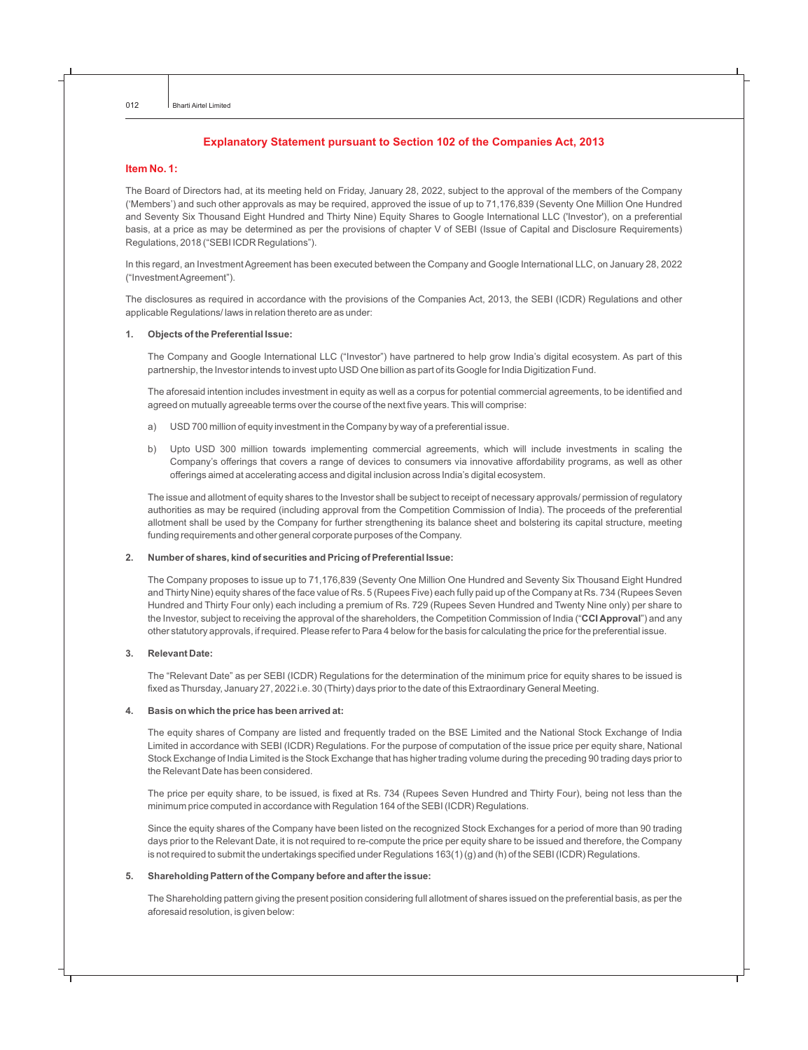## Explanatory Statement pursuant to Section 102 of the Companies Act, 2013

### Item No. 1:

The Board of Directors had, at its meeting held on Friday, January 28, 2022, subject to the approval of the members of the Company ('Members') and such other approvals as may be required, approved the issue of up to 71,176,839 (Seventy One Million One Hundred and Seventy Six Thousand Eight Hundred and Thirty Nine) Equity Shares to Google International LLC ('Investor'), on a preferential basis, at a price as may be determined as per the provisions of chapter V of SEBI (Issue of Capital and Disclosure Requirements) Regulations, 2018 ("SEBI ICDR Regulations").

In this regard, an Investment Agreement has been executed between the Company and Google International LLC, on January 28, 2022 ("Investment Agreement").

The disclosures as required in accordance with the provisions of the Companies Act, 2013, the SEBI (ICDR) Regulations and other applicable Regulations/ laws in relation thereto are as under:

**1. Objects of the Preferential Issue:**

The Company and Google International LLC ("Investor") have partnered to help grow India's digital ecosystem. As part of this partnership, the Investor intends to invest upto USD One billion as part of its Google for India Digitization Fund.

The aforesaid intention includes investment in equity as well as a corpus for potential commercial agreements, to be identified and agreed on mutually agreeable terms over the course of the next five years. This will comprise:

a) USD 700 million of equity investment in the Company by way of a preferential issue.

b) Upto USD 300 million towards implementing commercial agreements, which will include investments in scaling the Company's offerings that covers a range of devices to consumers via innovative affordability programs, as well as other offerings aimed at accelerating access and digital inclusion across India's digital ecosystem.

The issue and allotment of equity shares to the Investor shall be subject to receipt of necessary approvals/ permission of regulatory authorities as may be required (including approval from the Competition Commission of India). The proceeds of the preferential allotment shall be used by the Company for further strengthening its balance sheet and bolstering its capital structure, meeting funding requirements and other general corporate purposes of the Company.

**2. Number of shares, kind of securities and Pricing of Preferential Issue:**

The Company proposes to issue up to 71,176,839 (Seventy One Million One Hundred and Seventy Six Thousand Eight Hundred and Thirty Nine) equity shares of the face value of Rs. 5 (Rupees Five) each fully paid up of the Company at Rs. 734 (Rupees Seven Hundred and Thirty Four only) each including a premium of Rs. 729 (Rupees Seven Hundred and Twenty Nine only) per share to the Investor, subject to receiving the approval of the shareholders, the Competition Commission of India ("**CCI Approval**") and any other statutory approvals, if required. Please refer to Para 4 below for the basis for calculating the price for the preferential issue.

**3. Relevant Date:**

The "Relevant Date" as per SEBI (ICDR) Regulations for the determination of the minimum price for equity shares to be issued is fixed as Thursday, January 27, 2022 i.e. 30 (Thirty) days prior to the date of this Extraordinary General Meeting.

**4. Basis on which the price has been arrived at:**

The equity shares of Company are listed and frequently traded on the BSE Limited and the National Stock Exchange of India Limited in accordance with SEBI (ICDR) Regulations. For the purpose of computation of the issue price per equity share, National Stock Exchange of India Limited is the Stock Exchange that has higher trading volume during the preceding 90 trading days prior to the Relevant Date has been considered.

The price per equity share, to be issued, is fixed at Rs. 734 (Rupees Seven Hundred and Thirty Four), being not less than the minimum price computed in accordance with Regulation 164 of the SEBI (ICDR) Regulations.

Since the equity shares of the Company have been listed on the recognized Stock Exchanges for a period of more than 90 trading days prior to the Relevant Date, it is not required to re-compute the price per equity share to be issued and therefore, the Company is not required to submit the undertakings specified under Regulations 163(1) (g) and (h) of the SEBI (ICDR) Regulations.

**5. Shareholding Pattern of the Company before and after the issue:**

The Shareholding pattern giving the present position considering full allotment of shares issued on the preferential basis, as per the aforesaid resolution, is given below: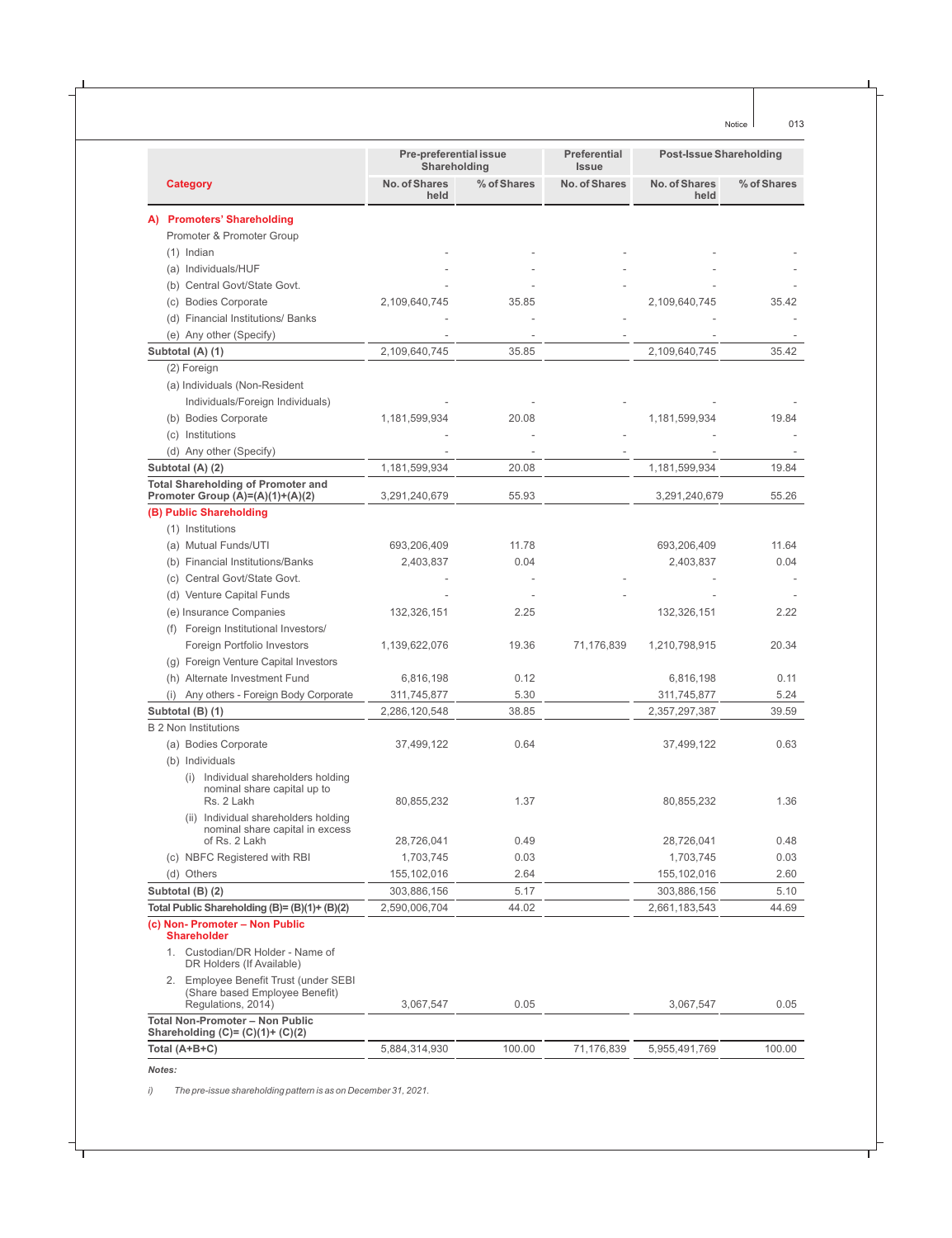| Category | Pre-preferential issue Shareholding | | Preferential Issue | Post-Issue Shareholding | |
|---|---|---|---|---|---|
| | No. of Shares held | % of Shares | No. of Shares | No. of Shares held | % of Shares |
| **A) Promoters' Shareholding** | | | | | |
| Promoter & Promoter Group | | | | | |
| (1) Indian | - | - | - | - | - |
| (a) Individuals/HUF | - | - | - | - | - |
| (b) Central Govt/State Govt. | - | - | - | - | - |
| (c) Bodies Corporate | 2,109,640,745 | 35.85 | | 2,109,640,745 | 35.42 |
| (d) Financial Institutions/ Banks | - | - | - | - | - |
| (e) Any other (Specify) | - | - | - | - | - |
| **Subtotal (A) (1)** | 2,109,640,745 | 35.85 | | 2,109,640,745 | 35.42 |
| (2) Foreign | | | | | |
| (a) Individuals (Non-Resident Individuals/Foreign Individuals) | - | - | - | - | - |
| (b) Bodies Corporate | 1,181,599,934 | 20.08 | | 1,181,599,934 | 19.84 |
| (c) Institutions | - | - | - | - | - |
| (d) Any other (Specify) | - | - | - | - | - |
| **Subtotal (A) (2)** | 1,181,599,934 | 20.08 | | 1,181,599,934 | 19.84 |
| **Total Shareholding of Promoter and Promoter Group (A)=(A)(1)+(A)(2)** | 3,291,240,679 | 55.93 | | 3,291,240,679 | 55.26 |
| **(B) Public Shareholding** | | | | | |
| (1) Institutions | | | | | |
| (a) Mutual Funds/UTI | 693,206,409 | 11.78 | | 693,206,409 | 11.64 |
| (b) Financial Institutions/Banks | 2,403,837 | 0.04 | | 2,403,837 | 0.04 |
| (c) Central Govt/State Govt. | - | - | - | - | - |
| (d) Venture Capital Funds | - | - | - | - | - |
| (e) Insurance Companies | 132,326,151 | 2.25 | | 132,326,151 | 2.22 |
| (f) Foreign Institutional Investors/ Foreign Portfolio Investors | 1,139,622,076 | 19.36 | 71,176,839 | 1,210,798,915 | 20.34 |
| (g) Foreign Venture Capital Investors | | | | | |
| (h) Alternate Investment Fund | 6,816,198 | 0.12 | | 6,816,198 | 0.11 |
| (i) Any others - Foreign Body Corporate | 311,745,877 | 5.30 | | 311,745,877 | 5.24 |
| **Subtotal (B) (1)** | 2,286,120,548 | 38.85 | | 2,357,297,387 | 39.59 |
| B 2 Non Institutions | | | | | |
| (a) Bodies Corporate | 37,499,122 | 0.64 | | 37,499,122 | 0.63 |
| (b) Individuals | | | | | |
| (i) Individual shareholders holding nominal share capital up to Rs. 2 Lakh | 80,855,232 | 1.37 | | 80,855,232 | 1.36 |
| (ii) Individual shareholders holding nominal share capital in excess of Rs. 2 Lakh | 28,726,041 | 0.49 | | 28,726,041 | 0.48 |
| (c) NBFC Registered with RBI | 1,703,745 | 0.03 | | 1,703,745 | 0.03 |
| (d) Others | 155,102,016 | 2.64 | | 155,102,016 | 2.60 |
| **Subtotal (B) (2)** | 303,886,156 | 5.17 | | 303,886,156 | 5.10 |
| **Total Public Shareholding (B)= (B)(1)+ (B)(2)** | 2,590,006,704 | 44.02 | | 2,661,183,543 | 44.69 |
| **(c) Non- Promoter – Non Public Shareholder** | | | | | |
| 1. Custodian/DR Holder - Name of DR Holders (If Available) | | | | | |
| 2. Employee Benefit Trust (under SEBI (Share based Employee Benefit) Regulations, 2014) | 3,067,547 | 0.05 | | 3,067,547 | 0.05 |
| **Total Non-Promoter – Non Public Shareholding (C)= (C)(1)+ (C)(2)** | | | | | |
| **Total (A+B+C)** | 5,884,314,930 | 100.00 | 71,176,839 | 5,955,491,769 | 100.00 |

***Notes:***

*i) The pre-issue shareholding pattern is as on December 31, 2021.*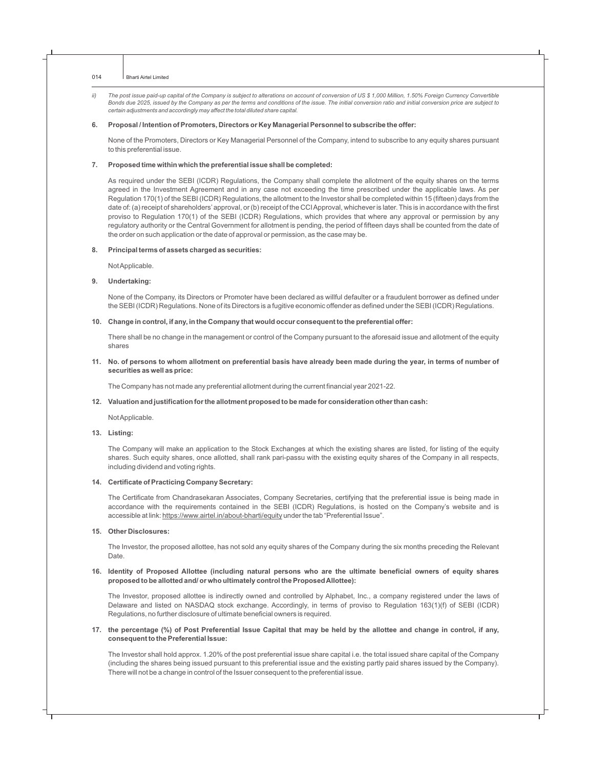*ii) The post issue paid-up capital of the Company is subject to alterations on account of conversion of US $ 1,000 Million, 1.50% Foreign Currency Convertible Bonds due 2025, issued by the Company as per the terms and conditions of the issue. The initial conversion ratio and initial conversion price are subject to certain adjustments and accordingly may affect the total diluted share capital.*

**6. Proposal / Intention of Promoters, Directors or Key Managerial Personnel to subscribe the offer:**

None of the Promoters, Directors or Key Managerial Personnel of the Company, intend to subscribe to any equity shares pursuant to this preferential issue.

**7. Proposed time within which the preferential issue shall be completed:**

As required under the SEBI (ICDR) Regulations, the Company shall complete the allotment of the equity shares on the terms agreed in the Investment Agreement and in any case not exceeding the time prescribed under the applicable laws. As per Regulation 170(1) of the SEBI (ICDR) Regulations, the allotment to the Investor shall be completed within 15 (fifteen) days from the date of: (a) receipt of shareholders' approval, or (b) receipt of the CCI Approval, whichever is later. This is in accordance with the first proviso to Regulation 170(1) of the SEBI (ICDR) Regulations, which provides that where any approval or permission by any regulatory authority or the Central Government for allotment is pending, the period of fifteen days shall be counted from the date of the order on such application or the date of approval or permission, as the case may be.

**8. Principal terms of assets charged as securities:**

Not Applicable.

**9. Undertaking:**

None of the Company, its Directors or Promoter have been declared as willful defaulter or a fraudulent borrower as defined under the SEBI (ICDR) Regulations. None of its Directors is a fugitive economic offender as defined under the SEBI (ICDR) Regulations.

**10. Change in control, if any, in the Company that would occur consequent to the preferential offer:**

There shall be no change in the management or control of the Company pursuant to the aforesaid issue and allotment of the equity shares

**11. No. of persons to whom allotment on preferential basis have already been made during the year, in terms of number of securities as well as price:**

The Company has not made any preferential allotment during the current financial year 2021-22.

**12. Valuation and justification for the allotment proposed to be made for consideration other than cash:**

Not Applicable.

**13. Listing:**

The Company will make an application to the Stock Exchanges at which the existing shares are listed, for listing of the equity shares. Such equity shares, once allotted, shall rank pari-passu with the existing equity shares of the Company in all respects, including dividend and voting rights.

**14. Certificate of Practicing Company Secretary:**

The Certificate from Chandrasekaran Associates, Company Secretaries, certifying that the preferential issue is being made in accordance with the requirements contained in the SEBI (ICDR) Regulations, is hosted on the Company's website and is accessible at link: https://www.airtel.in/about-bharti/equity under the tab "Preferential Issue".

**15. Other Disclosures:**

The Investor, the proposed allottee, has not sold any equity shares of the Company during the six months preceding the Relevant Date.

**16. Identity of Proposed Allottee (including natural persons who are the ultimate beneficial owners of equity shares proposed to be allotted and/ or who ultimately control the Proposed Allottee):**

The Investor, proposed allottee is indirectly owned and controlled by Alphabet, Inc., a company registered under the laws of Delaware and listed on NASDAQ stock exchange. Accordingly, in terms of proviso to Regulation 163(1)(f) of SEBI (ICDR) Regulations, no further disclosure of ultimate beneficial owners is required.

**17. the percentage (%) of Post Preferential Issue Capital that may be held by the allottee and change in control, if any, consequent to the Preferential Issue:**

The Investor shall hold approx. 1.20% of the post preferential issue share capital i.e. the total issued share capital of the Company (including the shares being issued pursuant to this preferential issue and the existing partly paid shares issued by the Company). There will not be a change in control of the Issuer consequent to the preferential issue.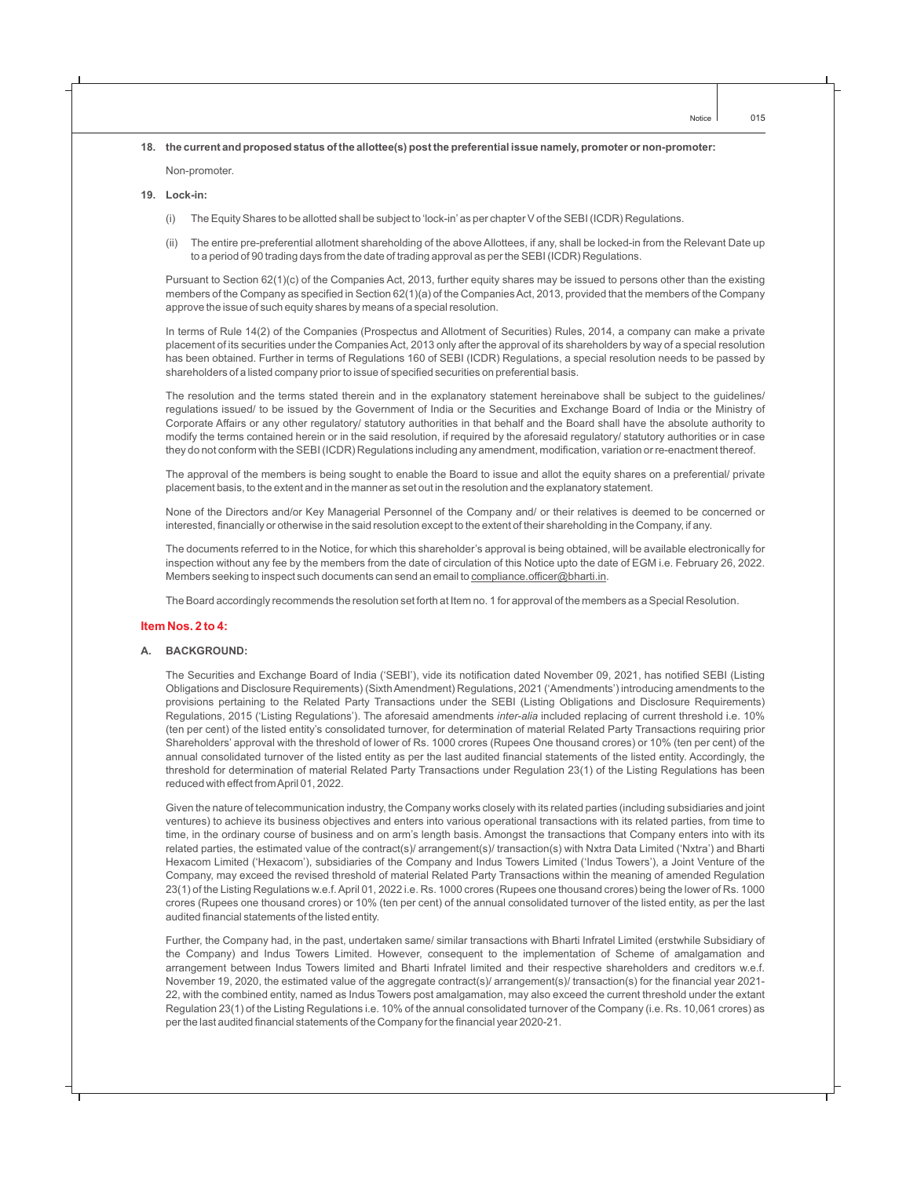**18. the current and proposed status of the allottee(s) post the preferential issue namely, promoter or non-promoter:**

Non-promoter.

**19. Lock-in:**

(i) The Equity Shares to be allotted shall be subject to 'lock-in' as per chapter V of the SEBI (ICDR) Regulations.

(ii) The entire pre-preferential allotment shareholding of the above Allottees, if any, shall be locked-in from the Relevant Date up to a period of 90 trading days from the date of trading approval as per the SEBI (ICDR) Regulations.

Pursuant to Section 62(1)(c) of the Companies Act, 2013, further equity shares may be issued to persons other than the existing members of the Company as specified in Section 62(1)(a) of the Companies Act, 2013, provided that the members of the Company approve the issue of such equity shares by means of a special resolution.

In terms of Rule 14(2) of the Companies (Prospectus and Allotment of Securities) Rules, 2014, a company can make a private placement of its securities under the Companies Act, 2013 only after the approval of its shareholders by way of a special resolution has been obtained. Further in terms of Regulations 160 of SEBI (ICDR) Regulations, a special resolution needs to be passed by shareholders of a listed company prior to issue of specified securities on preferential basis.

The resolution and the terms stated therein and in the explanatory statement hereinabove shall be subject to the guidelines/ regulations issued/ to be issued by the Government of India or the Securities and Exchange Board of India or the Ministry of Corporate Affairs or any other regulatory/ statutory authorities in that behalf and the Board shall have the absolute authority to modify the terms contained herein or in the said resolution, if required by the aforesaid regulatory/ statutory authorities or in case they do not conform with the SEBI (ICDR) Regulations including any amendment, modification, variation or re-enactment thereof.

The approval of the members is being sought to enable the Board to issue and allot the equity shares on a preferential/ private placement basis, to the extent and in the manner as set out in the resolution and the explanatory statement.

None of the Directors and/or Key Managerial Personnel of the Company and/ or their relatives is deemed to be concerned or interested, financially or otherwise in the said resolution except to the extent of their shareholding in the Company, if any.

The documents referred to in the Notice, for which this shareholder's approval is being obtained, will be available electronically for inspection without any fee by the members from the date of circulation of this Notice upto the date of EGM i.e. February 26, 2022. Members seeking to inspect such documents can send an email to compliance.officer@bharti.in.

The Board accordingly recommends the resolution set forth at Item no. 1 for approval of the members as a Special Resolution.

## Item Nos. 2 to 4:

**A. BACKGROUND:**

The Securities and Exchange Board of India ('SEBI'), vide its notification dated November 09, 2021, has notified SEBI (Listing Obligations and Disclosure Requirements) (Sixth Amendment) Regulations, 2021 ('Amendments') introducing amendments to the provisions pertaining to the Related Party Transactions under the SEBI (Listing Obligations and Disclosure Requirements) Regulations, 2015 ('Listing Regulations'). The aforesaid amendments *inter-alia* included replacing of current threshold i.e. 10% (ten per cent) of the listed entity's consolidated turnover, for determination of material Related Party Transactions requiring prior Shareholders' approval with the threshold of lower of Rs. 1000 crores (Rupees One thousand crores) or 10% (ten per cent) of the annual consolidated turnover of the listed entity as per the last audited financial statements of the listed entity. Accordingly, the threshold for determination of material Related Party Transactions under Regulation 23(1) of the Listing Regulations has been reduced with effect from April 01, 2022.

Given the nature of telecommunication industry, the Company works closely with its related parties (including subsidiaries and joint ventures) to achieve its business objectives and enters into various operational transactions with its related parties, from time to time, in the ordinary course of business and on arm's length basis. Amongst the transactions that Company enters into with its related parties, the estimated value of the contract(s)/ arrangement(s)/ transaction(s) with Nxtra Data Limited ('Nxtra') and Bharti Hexacom Limited ('Hexacom'), subsidiaries of the Company and Indus Towers Limited ('Indus Towers'), a Joint Venture of the Company, may exceed the revised threshold of material Related Party Transactions within the meaning of amended Regulation 23(1) of the Listing Regulations w.e.f. April 01, 2022 i.e. Rs. 1000 crores (Rupees one thousand crores) being the lower of Rs. 1000 crores (Rupees one thousand crores) or 10% (ten per cent) of the annual consolidated turnover of the listed entity, as per the last audited financial statements of the listed entity.

Further, the Company had, in the past, undertaken same/ similar transactions with Bharti Infratel Limited (erstwhile Subsidiary of the Company) and Indus Towers Limited. However, consequent to the implementation of Scheme of amalgamation and arrangement between Indus Towers limited and Bharti Infratel limited and their respective shareholders and creditors w.e.f. November 19, 2020, the estimated value of the aggregate contract(s)/ arrangement(s)/ transaction(s) for the financial year 2021-22, with the combined entity, named as Indus Towers post amalgamation, may also exceed the current threshold under the extant Regulation 23(1) of the Listing Regulations i.e. 10% of the annual consolidated turnover of the Company (i.e. Rs. 10,061 crores) as per the last audited financial statements of the Company for the financial year 2020-21.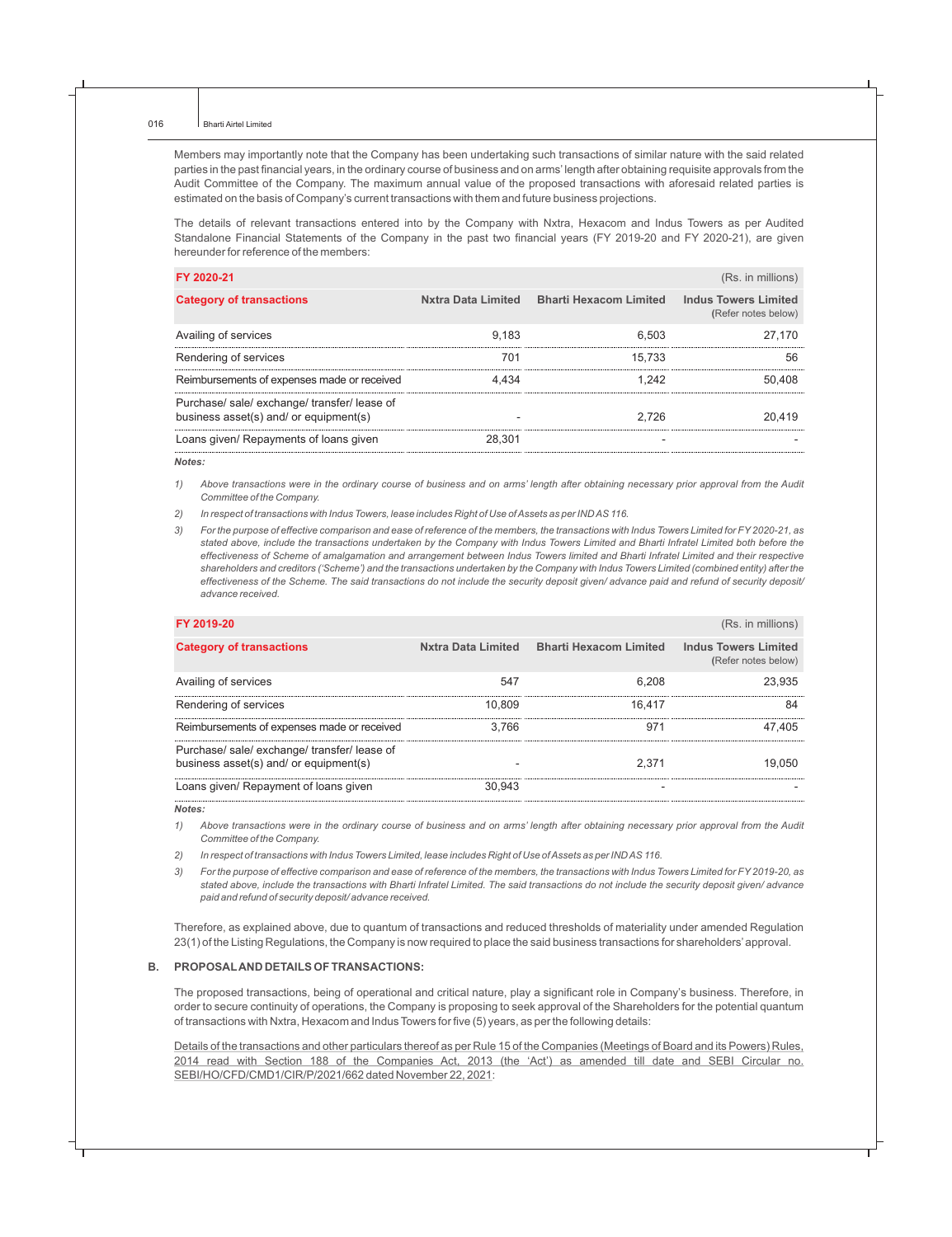Members may importantly note that the Company has been undertaking such transactions of similar nature with the said related parties in the past financial years, in the ordinary course of business and on arms' length after obtaining requisite approvals from the Audit Committee of the Company. The maximum annual value of the proposed transactions with aforesaid related parties is estimated on the basis of Company's current transactions with them and future business projections.

The details of relevant transactions entered into by the Company with Nxtra, Hexacom and Indus Towers as per Audited Standalone Financial Statements of the Company in the past two financial years (FY 2019-20 and FY 2020-21), are given hereunder for reference of the members:

**FY 2020-21** (Rs. in millions)

| Category of transactions | Nxtra Data Limited | Bharti Hexacom Limited | Indus Towers Limited (Refer notes below) |
|---|---|---|---|
| Availing of services | 9,183 | 6,503 | 27,170 |
| Rendering of services | 701 | 15,733 | 56 |
| Reimbursements of expenses made or received | 4,434 | 1,242 | 50,408 |
| Purchase/ sale/ exchange/ transfer/ lease of business asset(s) and/ or equipment(s) | - | 2,726 | 20,419 |
| Loans given/ Repayments of loans given | 28,301 | - | - |

***Notes:***

1) *Above transactions were in the ordinary course of business and on arms' length after obtaining necessary prior approval from the Audit Committee of the Company.*
2) *In respect of transactions with Indus Towers, lease includes Right of Use of Assets as per IND AS 116.*
3) *For the purpose of effective comparison and ease of reference of the members, the transactions with Indus Towers Limited for FY 2020-21, as stated above, include the transactions undertaken by the Company with Indus Towers Limited and Bharti Infratel Limited both before the effectiveness of Scheme of amalgamation and arrangement between Indus Towers limited and Bharti Infratel Limited and their respective shareholders and creditors ('Scheme') and the transactions undertaken by the Company with Indus Towers Limited (combined entity) after the effectiveness of the Scheme. The said transactions do not include the security deposit given/ advance paid and refund of security deposit/ advance received.*

**FY 2019-20** (Rs. in millions)

| Category of transactions | Nxtra Data Limited | Bharti Hexacom Limited | Indus Towers Limited (Refer notes below) |
|---|---|---|---|
| Availing of services | 547 | 6,208 | 23,935 |
| Rendering of services | 10,809 | 16,417 | 84 |
| Reimbursements of expenses made or received | 3,766 | 971 | 47,405 |
| Purchase/ sale/ exchange/ transfer/ lease of business asset(s) and/ or equipment(s) | - | 2,371 | 19,050 |
| Loans given/ Repayment of loans given | 30,943 | - | - |

***Notes:***

1) *Above transactions were in the ordinary course of business and on arms' length after obtaining necessary prior approval from the Audit Committee of the Company.*
2) *In respect of transactions with Indus Towers Limited, lease includes Right of Use of Assets as per IND AS 116.*
3) *For the purpose of effective comparison and ease of reference of the members, the transactions with Indus Towers Limited for FY 2019-20, as stated above, include the transactions with Bharti Infratel Limited. The said transactions do not include the security deposit given/ advance paid and refund of security deposit/ advance received.*

Therefore, as explained above, due to quantum of transactions and reduced thresholds of materiality under amended Regulation 23(1) of the Listing Regulations, the Company is now required to place the said business transactions for shareholders' approval.

## B. PROPOSAL AND DETAILS OF TRANSACTIONS:

The proposed transactions, being of operational and critical nature, play a significant role in Company's business. Therefore, in order to secure continuity of operations, the Company is proposing to seek approval of the Shareholders for the potential quantum of transactions with Nxtra, Hexacom and Indus Towers for five (5) years, as per the following details:

Details of the transactions and other particulars thereof as per Rule 15 of the Companies (Meetings of Board and its Powers) Rules, 2014 read with Section 188 of the Companies Act, 2013 (the 'Act') as amended till date and SEBI Circular no. SEBI/HO/CFD/CMD1/CIR/P/2021/662 dated November 22, 2021: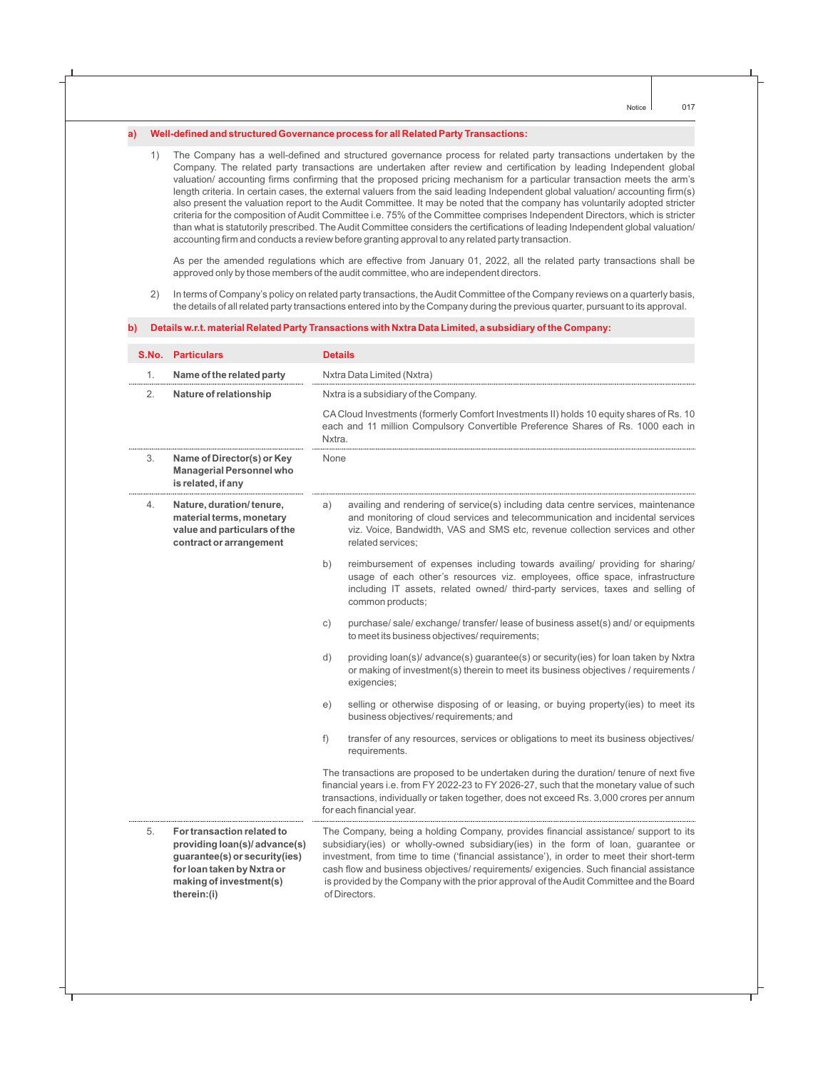## a) Well-defined and structured Governance process for all Related Party Transactions:

1) The Company has a well-defined and structured governance process for related party transactions undertaken by the Company. The related party transactions are undertaken after review and certification by leading Independent global valuation/ accounting firms confirming that the proposed pricing mechanism for a particular transaction meets the arm's length criteria. In certain cases, the external valuers from the said leading Independent global valuation/ accounting firm(s) also present the valuation report to the Audit Committee. It may be noted that the company has voluntarily adopted stricter criteria for the composition of Audit Committee i.e. 75% of the Committee comprises Independent Directors, which is stricter than what is statutorily prescribed. The Audit Committee considers the certifications of leading Independent global valuation/ accounting firm and conducts a review before granting approval to any related party transaction.

   As per the amended regulations which are effective from January 01, 2022, all the related party transactions shall be approved only by those members of the audit committee, who are independent directors.

2) In terms of Company's policy on related party transactions, the Audit Committee of the Company reviews on a quarterly basis, the details of all related party transactions entered into by the Company during the previous quarter, pursuant to its approval.

## b) Details w.r.t. material Related Party Transactions with Nxtra Data Limited, a subsidiary of the Company:

| S.No. | Particulars | Details |
|---|---|---|
| 1. | **Name of the related party** | Nxtra Data Limited (Nxtra) |
| 2. | **Nature of relationship** | Nxtra is a subsidiary of the Company.<br><br>CA Cloud Investments (formerly Comfort Investments II) holds 10 equity shares of Rs. 10 each and 11 million Compulsory Convertible Preference Shares of Rs. 1000 each in Nxtra. |
| 3. | **Name of Director(s) or Key Managerial Personnel who is related, if any** | None |
| 4. | **Nature, duration/ tenure, material terms, monetary value and particulars of the contract or arrangement** | a) availing and rendering of service(s) including data centre services, maintenance and monitoring of cloud services and telecommunication and incidental services viz. Voice, Bandwidth, VAS and SMS etc, revenue collection services and other related services;<br><br>b) reimbursement of expenses including towards availing/ providing for sharing/ usage of each other's resources viz. employees, office space, infrastructure including IT assets, related owned/ third-party services, taxes and selling of common products;<br><br>c) purchase/ sale/ exchange/ transfer/ lease of business asset(s) and/ or equipments to meet its business objectives/ requirements;<br><br>d) providing loan(s)/ advance(s) guarantee(s) or security(ies) for loan taken by Nxtra or making of investment(s) therein to meet its business objectives / requirements / exigencies;<br><br>e) selling or otherwise disposing of or leasing, or buying property(ies) to meet its business objectives/ requirements; and<br><br>f) transfer of any resources, services or obligations to meet its business objectives/ requirements.<br><br>The transactions are proposed to be undertaken during the duration/ tenure of next five financial years i.e. from FY 2022-23 to FY 2026-27, such that the monetary value of such transactions, individually or taken together, does not exceed Rs. 3,000 crores per annum for each financial year. |
| 5. | **For transaction related to providing loan(s)/ advance(s) guarantee(s) or security(ies) for loan taken by Nxtra or making of investment(s) therein:(i)** | The Company, being a holding Company, provides financial assistance/ support to its subsidiary(ies) or wholly-owned subsidiary(ies) in the form of loan, guarantee or investment, from time to time ('financial assistance'), in order to meet their short-term cash flow and business objectives/ requirements/ exigencies. Such financial assistance is provided by the Company with the prior approval of the Audit Committee and the Board of Directors. |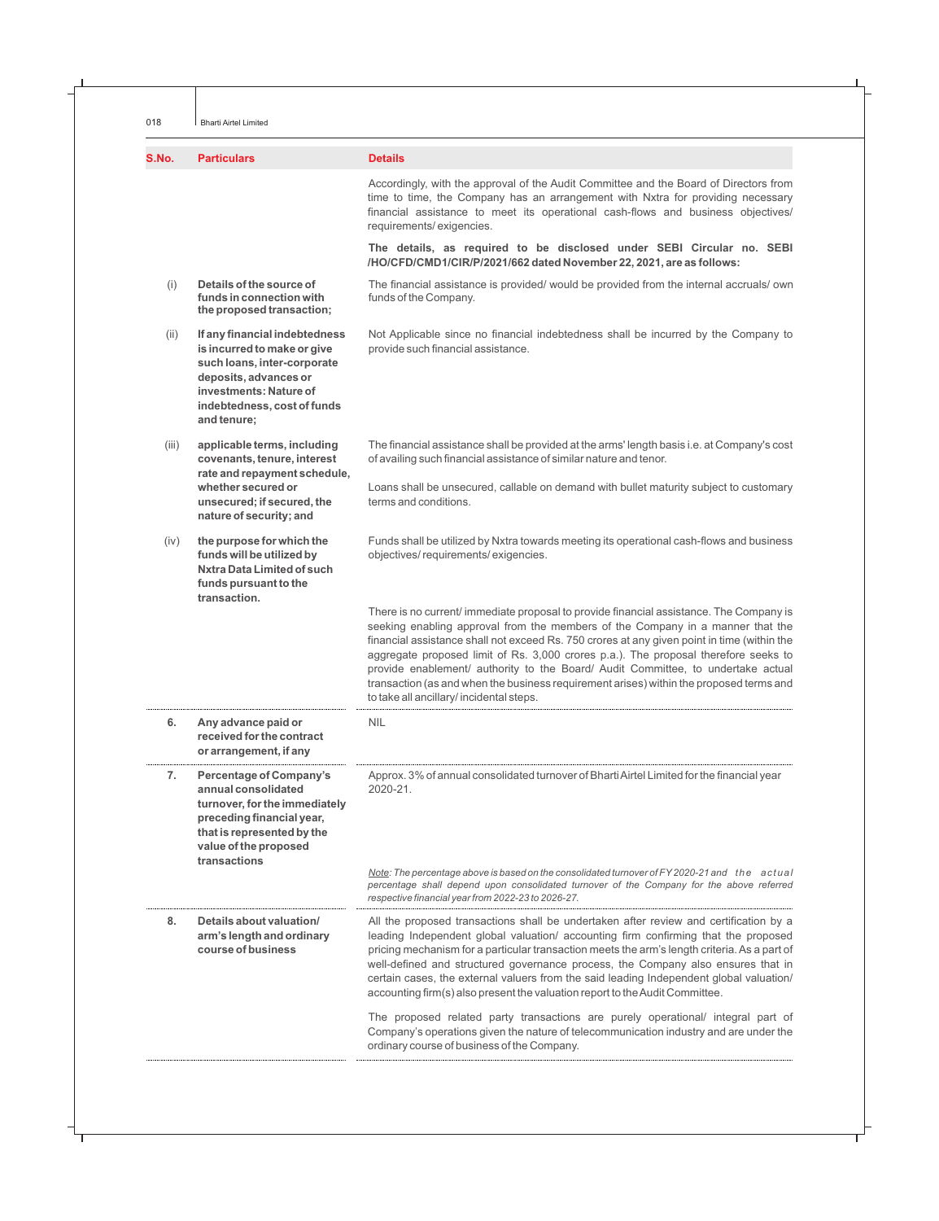| S.No. | Particulars | Details |
|---|---|---|
| | | Accordingly, with the approval of the Audit Committee and the Board of Directors from time to time, the Company has an arrangement with Nxtra for providing necessary financial assistance to meet its operational cash-flows and business objectives/ requirements/ exigencies.<br><br>**The details, as required to be disclosed under SEBI Circular no. SEBI /HO/CFD/CMD1/CIR/P/2021/662 dated November 22, 2021, are as follows:** |
| (i) | **Details of the source of funds in connection with the proposed transaction;** | The financial assistance is provided/ would be provided from the internal accruals/ own funds of the Company. |
| (ii) | **If any financial indebtedness is incurred to make or give such loans, inter-corporate deposits, advances or investments: Nature of indebtedness, cost of funds and tenure;** | Not Applicable since no financial indebtedness shall be incurred by the Company to provide such financial assistance. |
| (iii) | **applicable terms, including covenants, tenure, interest rate and repayment schedule, whether secured or unsecured; if secured, the nature of security; and** | The financial assistance shall be provided at the arms' length basis i.e. at Company's cost of availing such financial assistance of similar nature and tenor.<br><br>Loans shall be unsecured, callable on demand with bullet maturity subject to customary terms and conditions. |
| (iv) | **the purpose for which the funds will be utilized by Nxtra Data Limited of such funds pursuant to the transaction.** | Funds shall be utilized by Nxtra towards meeting its operational cash-flows and business objectives/ requirements/ exigencies.<br><br>There is no current/ immediate proposal to provide financial assistance. The Company is seeking enabling approval from the members of the Company in a manner that the financial assistance shall not exceed Rs. 750 crores at any given point in time (within the aggregate proposed limit of Rs. 3,000 crores p.a.). The proposal therefore seeks to provide enablement/ authority to the Board/ Audit Committee, to undertake actual transaction (as and when the business requirement arises) within the proposed terms and to take all ancillary/ incidental steps. |
| 6. | **Any advance paid or received for the contract or arrangement, if any** | NIL |
| 7. | **Percentage of Company's annual consolidated turnover, for the immediately preceding financial year, that is represented by the value of the proposed transactions** | Approx. 3% of annual consolidated turnover of Bharti Airtel Limited for the financial year 2020-21.<br><br>*<u>Note</u>: The percentage above is based on the consolidated turnover of FY 2020-21 and the actual percentage shall depend upon consolidated turnover of the Company for the above referred respective financial year from 2022-23 to 2026-27.* |
| 8. | **Details about valuation/ arm's length and ordinary course of business** | All the proposed transactions shall be undertaken after review and certification by a leading Independent global valuation/ accounting firm confirming that the proposed pricing mechanism for a particular transaction meets the arm's length criteria. As a part of well-defined and structured governance process, the Company also ensures that in certain cases, the external valuers from the said leading Independent global valuation/ accounting firm(s) also present the valuation report to the Audit Committee.<br><br>The proposed related party transactions are purely operational/ integral part of Company's operations given the nature of telecommunication industry and are under the ordinary course of business of the Company. |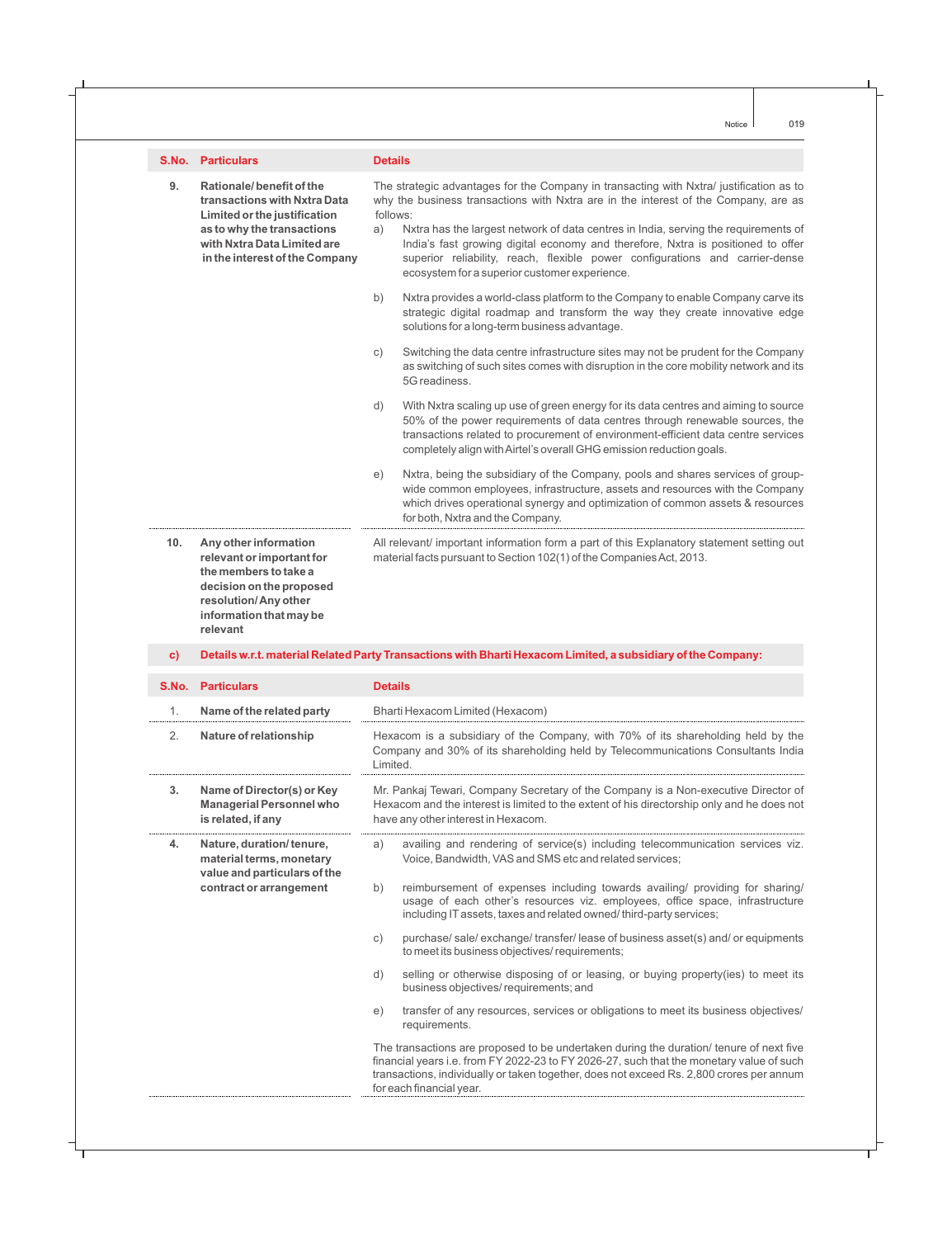| S.No. | Particulars | Details |
|---|---|---|
| 9. | Rationale/ benefit of the transactions with Nxtra Data Limited or the justification as to why the transactions with Nxtra Data Limited are in the interest of the Company | The strategic advantages for the Company in transacting with Nxtra/ justification as to why the business transactions with Nxtra are in the interest of the Company, are as follows:<br>a) Nxtra has the largest network of data centres in India, serving the requirements of India's fast growing digital economy and therefore, Nxtra is positioned to offer superior reliability, reach, flexible power configurations and carrier-dense ecosystem for a superior customer experience.<br>b) Nxtra provides a world-class platform to the Company to enable Company carve its strategic digital roadmap and transform the way they create innovative edge solutions for a long-term business advantage.<br>c) Switching the data centre infrastructure sites may not be prudent for the Company as switching of such sites comes with disruption in the core mobility network and its 5G readiness.<br>d) With Nxtra scaling up use of green energy for its data centres and aiming to source 50% of the power requirements of data centres through renewable sources, the transactions related to procurement of environment-efficient data centre services completely align with Airtel's overall GHG emission reduction goals.<br>e) Nxtra, being the subsidiary of the Company, pools and shares services of group-wide common employees, infrastructure, assets and resources with the Company which drives operational synergy and optimization of common assets & resources for both, Nxtra and the Company. |
| 10. | Any other information relevant or important for the members to take a decision on the proposed resolution/ Any other information that may be relevant | All relevant/ important information form a part of this Explanatory statement setting out material facts pursuant to Section 102(1) of the Companies Act, 2013. |

**c) Details w.r.t. material Related Party Transactions with Bharti Hexacom Limited, a subsidiary of the Company:**

| S.No. | Particulars | Details |
|---|---|---|
| 1. | Name of the related party | Bharti Hexacom Limited (Hexacom) |
| 2. | Nature of relationship | Hexacom is a subsidiary of the Company, with 70% of its shareholding held by the Company and 30% of its shareholding held by Telecommunications Consultants India Limited. |
| 3. | Name of Director(s) or Key Managerial Personnel who is related, if any | Mr. Pankaj Tewari, Company Secretary of the Company is a Non-executive Director of Hexacom and the interest is limited to the extent of his directorship only and he does not have any other interest in Hexacom. |
| 4. | Nature, duration/ tenure, material terms, monetary value and particulars of the contract or arrangement | a) availing and rendering of service(s) including telecommunication services viz. Voice, Bandwidth, VAS and SMS etc and related services;<br>b) reimbursement of expenses including towards availing/ providing for sharing/ usage of each other's resources viz. employees, office space, infrastructure including IT assets, taxes and related owned/ third-party services;<br>c) purchase/ sale/ exchange/ transfer/ lease of business asset(s) and/ or equipments to meet its business objectives/ requirements;<br>d) selling or otherwise disposing of or leasing, or buying property(ies) to meet its business objectives/ requirements; and<br>e) transfer of any resources, services or obligations to meet its business objectives/ requirements.<br><br>The transactions are proposed to be undertaken during the duration/ tenure of next five financial years i.e. from FY 2022-23 to FY 2026-27, such that the monetary value of such transactions, individually or taken together, does not exceed Rs. 2,800 crores per annum for each financial year. |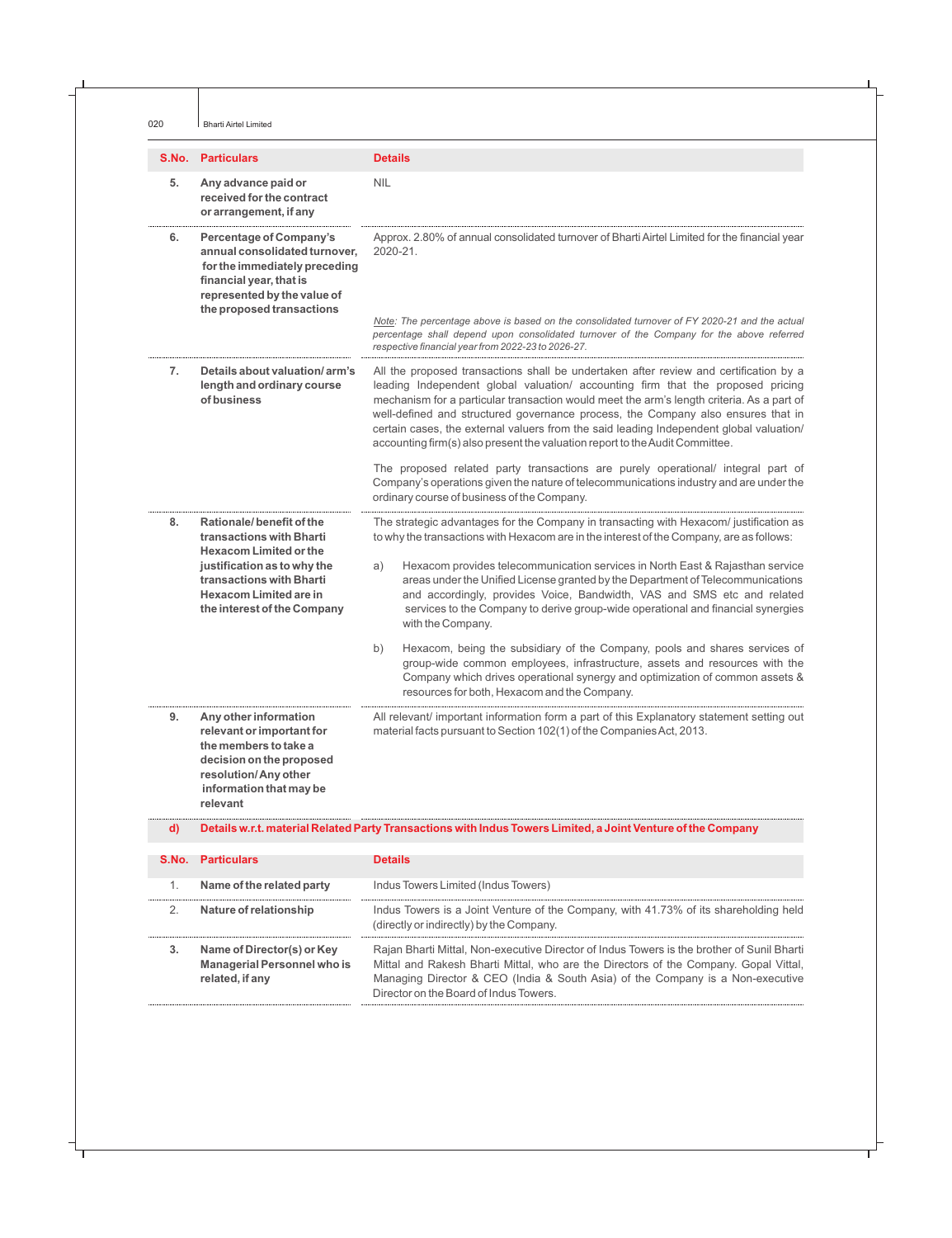| S.No. | Particulars | Details |
|---|---|---|
| **5.** | **Any advance paid or received for the contract or arrangement, if any** | NIL |
| **6.** | **Percentage of Company's annual consolidated turnover, for the immediately preceding financial year, that is represented by the value of the proposed transactions** | Approx. 2.80% of annual consolidated turnover of Bharti Airtel Limited for the financial year 2020-21.<br><br>*Note: The percentage above is based on the consolidated turnover of FY 2020-21 and the actual percentage shall depend upon consolidated turnover of the Company for the above referred respective financial year from 2022-23 to 2026-27.* |
| **7.** | **Details about valuation/ arm's length and ordinary course of business** | All the proposed transactions shall be undertaken after review and certification by a leading Independent global valuation/ accounting firm that the proposed pricing mechanism for a particular transaction would meet the arm's length criteria. As a part of well-defined and structured governance process, the Company also ensures that in certain cases, the external valuers from the said leading Independent global valuation/ accounting firm(s) also present the valuation report to the Audit Committee.<br><br>The proposed related party transactions are purely operational/ integral part of Company's operations given the nature of telecommunications industry and are under the ordinary course of business of the Company. |
| **8.** | **Rationale/ benefit of the transactions with Bharti Hexacom Limited or the justification as to why the transactions with Bharti Hexacom Limited are in the interest of the Company** | The strategic advantages for the Company in transacting with Hexacom/ justification as to why the transactions with Hexacom are in the interest of the Company, are as follows:<br><br>a) Hexacom provides telecommunication services in North East & Rajasthan service areas under the Unified License granted by the Department of Telecommunications and accordingly, provides Voice, Bandwidth, VAS and SMS etc and related services to the Company to derive group-wide operational and financial synergies with the Company.<br><br>b) Hexacom, being the subsidiary of the Company, pools and shares services of group-wide common employees, infrastructure, assets and resources with the Company which drives operational synergy and optimization of common assets & resources for both, Hexacom and the Company. |
| **9.** | **Any other information relevant or important for the members to take a decision on the proposed resolution/ Any other information that may be relevant** | All relevant/ important information form a part of this Explanatory statement setting out material facts pursuant to Section 102(1) of the Companies Act, 2013. |

## d) Details w.r.t. material Related Party Transactions with Indus Towers Limited, a Joint Venture of the Company

| S.No. | Particulars | Details |
|---|---|---|
| 1. | **Name of the related party** | Indus Towers Limited (Indus Towers) |
| 2. | **Nature of relationship** | Indus Towers is a Joint Venture of the Company, with 41.73% of its shareholding held (directly or indirectly) by the Company. |
| **3.** | **Name of Director(s) or Key Managerial Personnel who is related, if any** | Rajan Bharti Mittal, Non-executive Director of Indus Towers is the brother of Sunil Bharti Mittal and Rakesh Bharti Mittal, who are the Directors of the Company. Gopal Vittal, Managing Director & CEO (India & South Asia) of the Company is a Non-executive Director on the Board of Indus Towers. |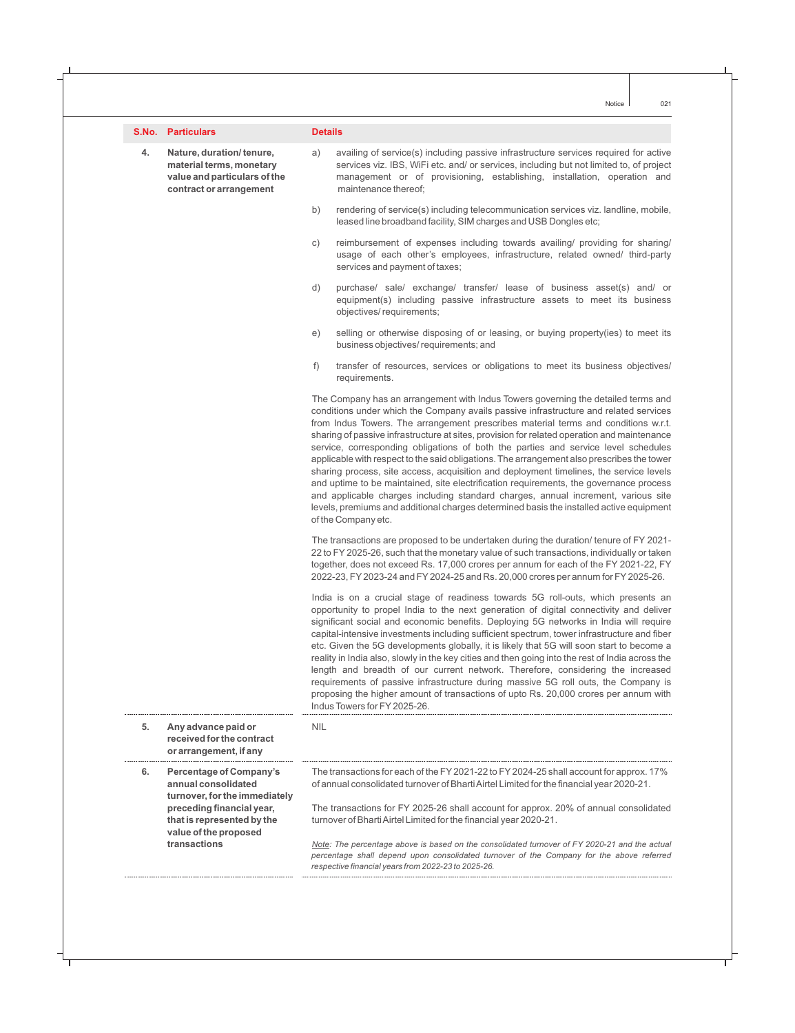| S.No. | Particulars | Details |
|---|---|---|
| 4. | **Nature, duration/ tenure, material terms, monetary value and particulars of the contract or arrangement** | a) availing of service(s) including passive infrastructure services required for active services viz. IBS, WiFi etc. and/ or services, including but not limited to, of project management or of provisioning, establishing, installation, operation and maintenance thereof;<br><br>b) rendering of service(s) including telecommunication services viz. landline, mobile, leased line broadband facility, SIM charges and USB Dongles etc;<br><br>c) reimbursement of expenses including towards availing/ providing for sharing/ usage of each other's employees, infrastructure, related owned/ third-party services and payment of taxes;<br><br>d) purchase/ sale/ exchange/ transfer/ lease of business asset(s) and/ or equipment(s) including passive infrastructure assets to meet its business objectives/ requirements;<br><br>e) selling or otherwise disposing of or leasing, or buying property(ies) to meet its business objectives/ requirements; and<br><br>f) transfer of resources, services or obligations to meet its business objectives/ requirements.<br><br>The Company has an arrangement with Indus Towers governing the detailed terms and conditions under which the Company avails passive infrastructure and related services from Indus Towers. The arrangement prescribes material terms and conditions w.r.t. sharing of passive infrastructure at sites, provision for related operation and maintenance service, corresponding obligations of both the parties and service level schedules applicable with respect to the said obligations. The arrangement also prescribes the tower sharing process, site access, acquisition and deployment timelines, the service levels and uptime to be maintained, site electrification requirements, the governance process and applicable charges including standard charges, annual increment, various site levels, premiums and additional charges determined basis the installed active equipment of the Company etc.<br><br>The transactions are proposed to be undertaken during the duration/ tenure of FY 2021-22 to FY 2025-26, such that the monetary value of such transactions, individually or taken together, does not exceed Rs. 17,000 crores per annum for each of the FY 2021-22, FY 2022-23, FY 2023-24 and FY 2024-25 and Rs. 20,000 crores per annum for FY 2025-26.<br><br>India is on a crucial stage of readiness towards 5G roll-outs, which presents an opportunity to propel India to the next generation of digital connectivity and deliver significant social and economic benefits. Deploying 5G networks in India will require capital-intensive investments including sufficient spectrum, tower infrastructure and fiber etc. Given the 5G developments globally, it is likely that 5G will soon start to become a reality in India also, slowly in the key cities and then going into the rest of India across the length and breadth of our current network. Therefore, considering the increased requirements of passive infrastructure during massive 5G roll outs, the Company is proposing the higher amount of transactions of upto Rs. 20,000 crores per annum with Indus Towers for FY 2025-26. |
| 5. | **Any advance paid or received for the contract or arrangement, if any** | NIL |
| 6. | **Percentage of Company's annual consolidated turnover, for the immediately preceding financial year, that is represented by the value of the proposed transactions** | The transactions for each of the FY 2021-22 to FY 2024-25 shall account for approx. 17% of annual consolidated turnover of Bharti Airtel Limited for the financial year 2020-21.<br><br>The transactions for FY 2025-26 shall account for approx. 20% of annual consolidated turnover of Bharti Airtel Limited for the financial year 2020-21.<br><br>*Note: The percentage above is based on the consolidated turnover of FY 2020-21 and the actual percentage shall depend upon consolidated turnover of the Company for the above referred respective financial years from 2022-23 to 2025-26.* |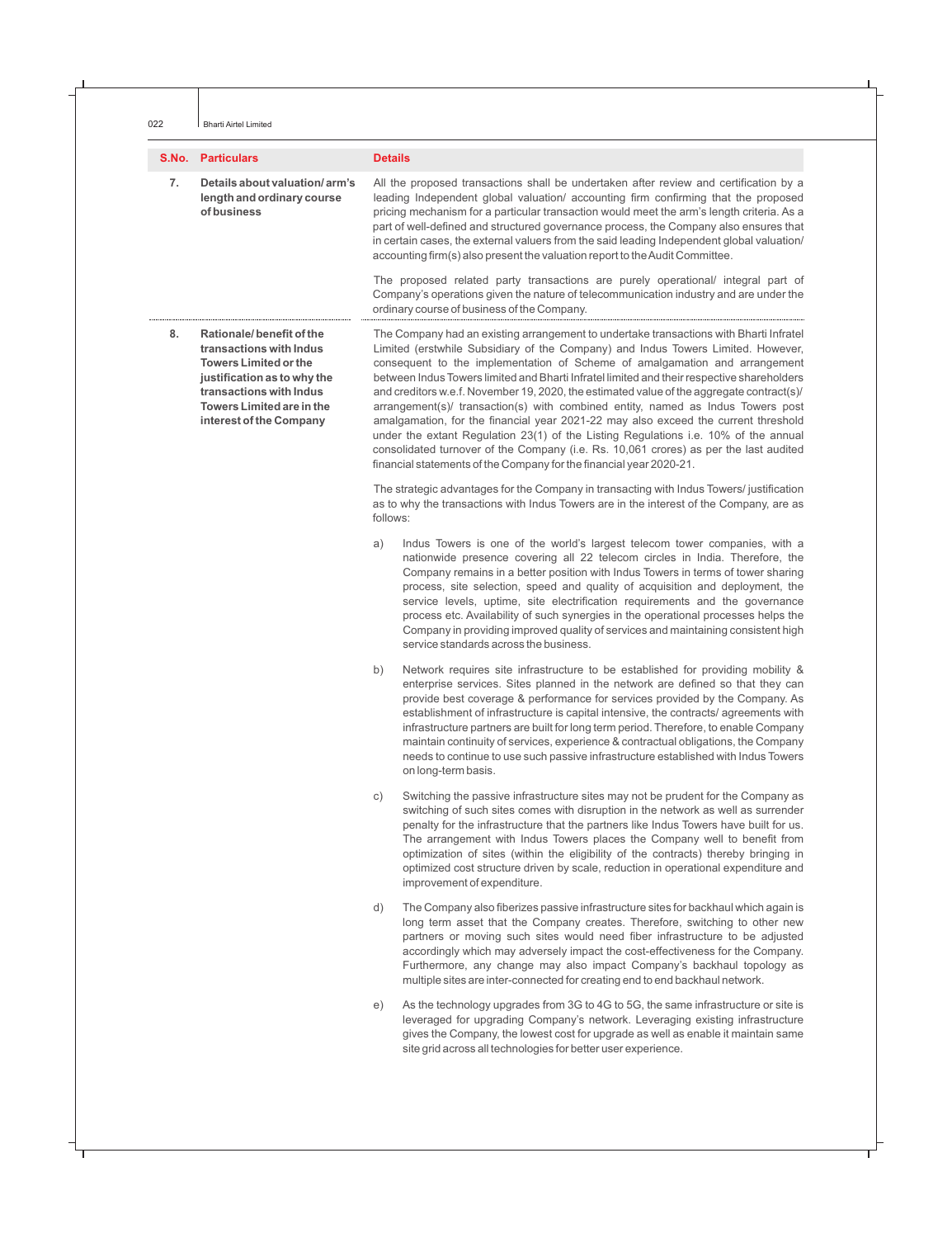| S.No. | Particulars | Details |
|---|---|---|
| 7. | **Details about valuation/ arm's length and ordinary course of business** | All the proposed transactions shall be undertaken after review and certification by a leading Independent global valuation/ accounting firm confirming that the proposed pricing mechanism for a particular transaction would meet the arm's length criteria. As a part of well-defined and structured governance process, the Company also ensures that in certain cases, the external valuers from the said leading Independent global valuation/ accounting firm(s) also present the valuation report to the Audit Committee.<br><br>The proposed related party transactions are purely operational/ integral part of Company's operations given the nature of telecommunication industry and are under the ordinary course of business of the Company. |
| 8. | **Rationale/ benefit of the transactions with Indus Towers Limited or the justification as to why the transactions with Indus Towers Limited are in the interest of the Company** | The Company had an existing arrangement to undertake transactions with Bharti Infratel Limited (erstwhile Subsidiary of the Company) and Indus Towers Limited. However, consequent to the implementation of Scheme of amalgamation and arrangement between Indus Towers limited and Bharti Infratel limited and their respective shareholders and creditors w.e.f. November 19, 2020, the estimated value of the aggregate contract(s)/ arrangement(s)/ transaction(s) with combined entity, named as Indus Towers post amalgamation, for the financial year 2021-22 may also exceed the current threshold under the extant Regulation 23(1) of the Listing Regulations i.e. 10% of the annual consolidated turnover of the Company (i.e. Rs. 10,061 crores) as per the last audited financial statements of the Company for the financial year 2020-21.<br><br>The strategic advantages for the Company in transacting with Indus Towers/ justification as to why the transactions with Indus Towers are in the interest of the Company, are as follows:<br><br>a) Indus Towers is one of the world's largest telecom tower companies, with a nationwide presence covering all 22 telecom circles in India. Therefore, the Company remains in a better position with Indus Towers in terms of tower sharing process, site selection, speed and quality of acquisition and deployment, the service levels, uptime, site electrification requirements and the governance process etc. Availability of such synergies in the operational processes helps the Company in providing improved quality of services and maintaining consistent high service standards across the business.<br><br>b) Network requires site infrastructure to be established for providing mobility & enterprise services. Sites planned in the network are defined so that they can provide best coverage & performance for services provided by the Company. As establishment of infrastructure is capital intensive, the contracts/ agreements with infrastructure partners are built for long term period. Therefore, to enable Company maintain continuity of services, experience & contractual obligations, the Company needs to continue to use such passive infrastructure established with Indus Towers on long-term basis.<br><br>c) Switching the passive infrastructure sites may not be prudent for the Company as switching of such sites comes with disruption in the network as well as surrender penalty for the infrastructure that the partners like Indus Towers have built for us. The arrangement with Indus Towers places the Company well to benefit from optimization of sites (within the eligibility of the contracts) thereby bringing in optimized cost structure driven by scale, reduction in operational expenditure and improvement of expenditure.<br><br>d) The Company also fiberizes passive infrastructure sites for backhaul which again is long term asset that the Company creates. Therefore, switching to other new partners or moving such sites would need fiber infrastructure to be adjusted accordingly which may adversely impact the cost-effectiveness for the Company. Furthermore, any change may also impact Company's backhaul topology as multiple sites are inter-connected for creating end to end backhaul network.<br><br>e) As the technology upgrades from 3G to 4G to 5G, the same infrastructure or site is leveraged for upgrading Company's network. Leveraging existing infrastructure gives the Company, the lowest cost for upgrade as well as enable it maintain same site grid across all technologies for better user experience. |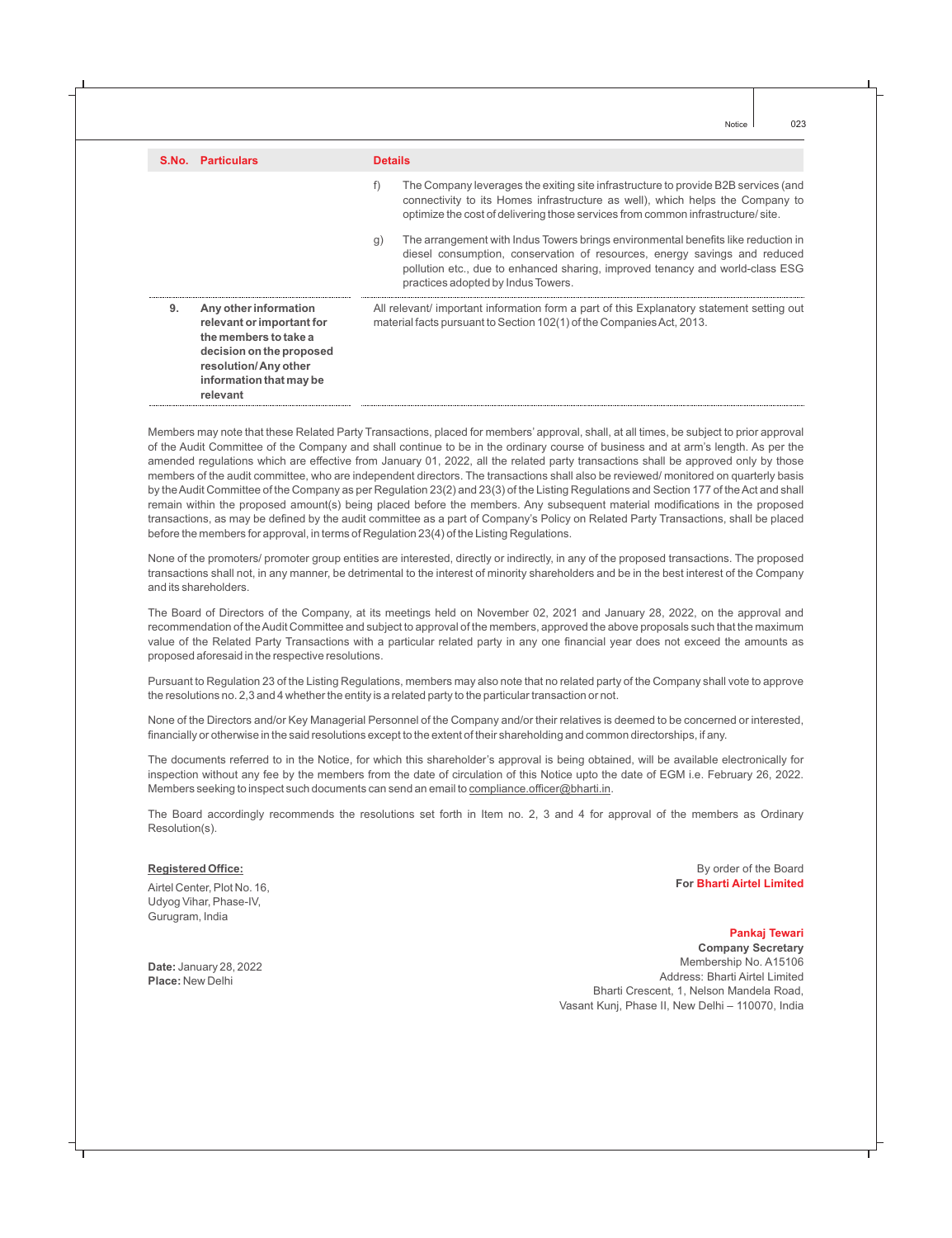| S.No. | Particulars | Details |
|---|---|---|
| | | f) The Company leverages the exiting site infrastructure to provide B2B services (and connectivity to its Homes infrastructure as well), which helps the Company to optimize the cost of delivering those services from common infrastructure/ site. |
| | | g) The arrangement with Indus Towers brings environmental benefits like reduction in diesel consumption, conservation of resources, energy savings and reduced pollution etc., due to enhanced sharing, improved tenancy and world-class ESG practices adopted by Indus Towers. |
| 9. | **Any other information relevant or important for the members to take a decision on the proposed resolution/ Any other information that may be relevant** | All relevant/ important information form a part of this Explanatory statement setting out material facts pursuant to Section 102(1) of the Companies Act, 2013. |

Members may note that these Related Party Transactions, placed for members' approval, shall, at all times, be subject to prior approval of the Audit Committee of the Company and shall continue to be in the ordinary course of business and at arm's length. As per the amended regulations which are effective from January 01, 2022, all the related party transactions shall be approved only by those members of the audit committee, who are independent directors. The transactions shall also be reviewed/ monitored on quarterly basis by the Audit Committee of the Company as per Regulation 23(2) and 23(3) of the Listing Regulations and Section 177 of the Act and shall remain within the proposed amount(s) being placed before the members. Any subsequent material modifications in the proposed transactions, as may be defined by the audit committee as a part of Company's Policy on Related Party Transactions, shall be placed before the members for approval, in terms of Regulation 23(4) of the Listing Regulations.

None of the promoters/ promoter group entities are interested, directly or indirectly, in any of the proposed transactions. The proposed transactions shall not, in any manner, be detrimental to the interest of minority shareholders and be in the best interest of the Company and its shareholders.

The Board of Directors of the Company, at its meetings held on November 02, 2021 and January 28, 2022, on the approval and recommendation of the Audit Committee and subject to approval of the members, approved the above proposals such that the maximum value of the Related Party Transactions with a particular related party in any one financial year does not exceed the amounts as proposed aforesaid in the respective resolutions.

Pursuant to Regulation 23 of the Listing Regulations, members may also note that no related party of the Company shall vote to approve the resolutions no. 2,3 and 4 whether the entity is a related party to the particular transaction or not.

None of the Directors and/or Key Managerial Personnel of the Company and/or their relatives is deemed to be concerned or interested, financially or otherwise in the said resolutions except to the extent of their shareholding and common directorships, if any.

The documents referred to in the Notice, for which this shareholder's approval is being obtained, will be available electronically for inspection without any fee by the members from the date of circulation of this Notice upto the date of EGM i.e. February 26, 2022. Members seeking to inspect such documents can send an email to compliance.officer@bharti.in.

The Board accordingly recommends the resolutions set forth in Item no. 2, 3 and 4 for approval of the members as Ordinary Resolution(s).

**Registered Office:**

Airtel Center, Plot No. 16,
Udyog Vihar, Phase-IV,
Gurugram, India

**Date:** January 28, 2022
**Place:** New Delhi

By order of the Board
**For Bharti Airtel Limited**

**Pankaj Tewari**
**Company Secretary**
Membership No. A15106
Address: Bharti Airtel Limited
Bharti Crescent, 1, Nelson Mandela Road,
Vasant Kunj, Phase II, New Delhi – 110070, India